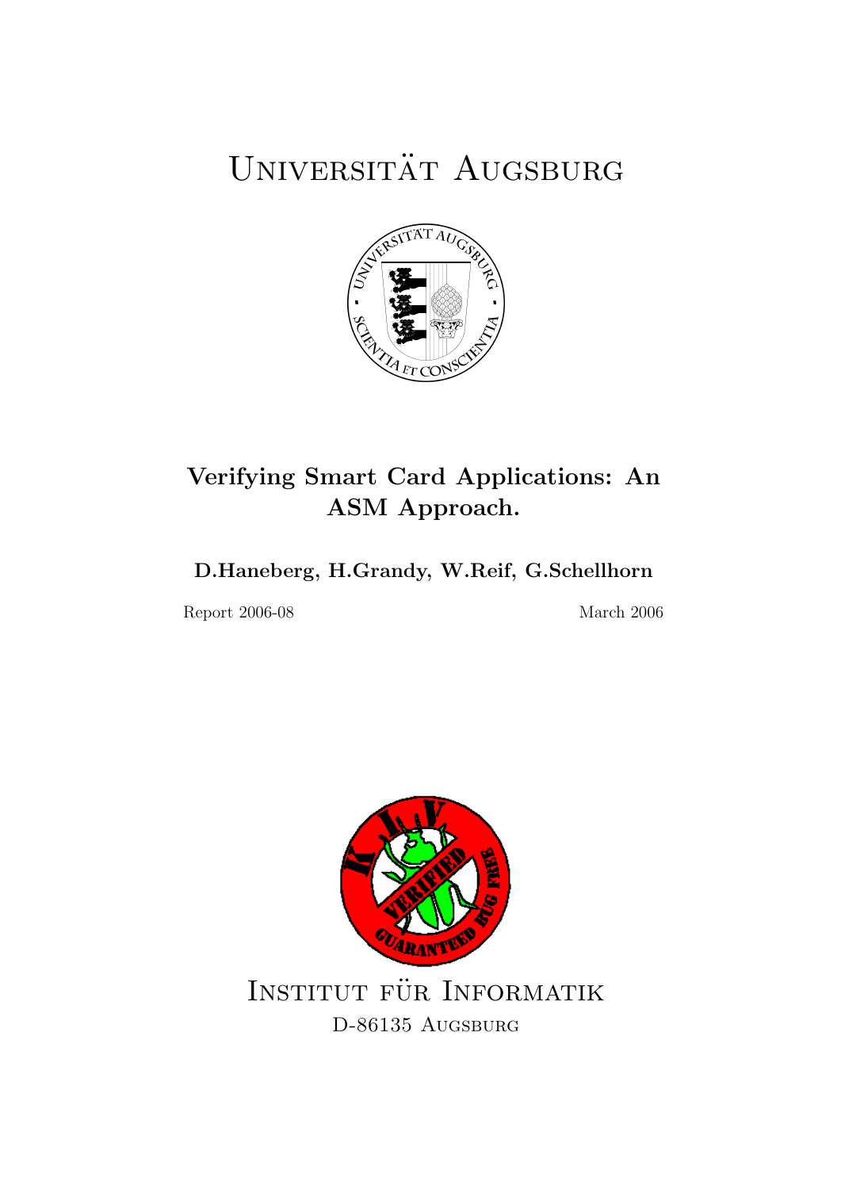# Universität Augsburg

## Verifying Smart Card Applications: An ASM Approach.

**D.Haneberg, H.Grandy, W.Reif, G.Schellhorn**

Report 2006-08

March 2006

Institut für Informatik

D-86135 Augsburg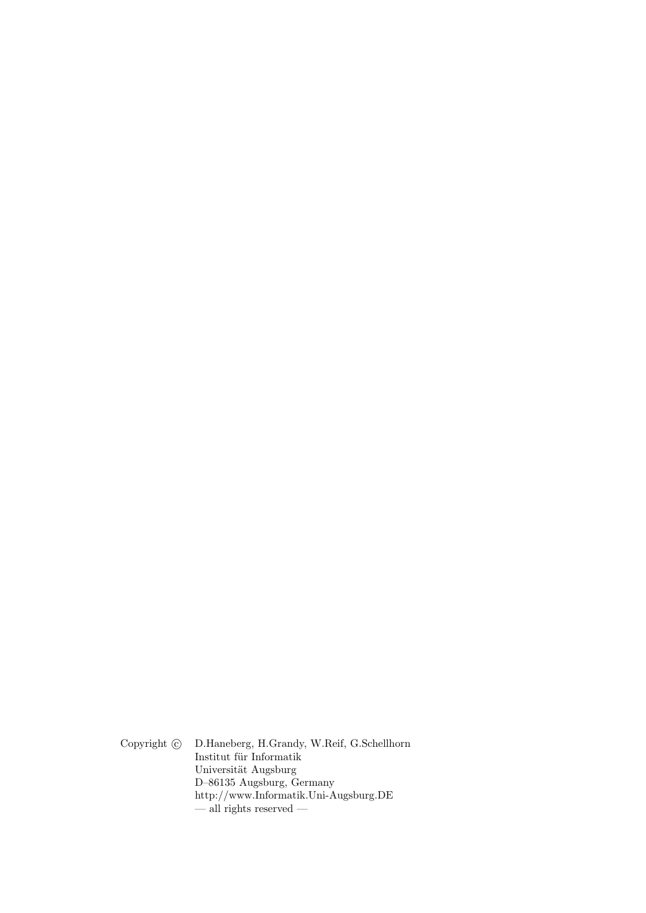Copyright © D.Haneberg, H.Grandy, W.Reif, G.Schellhorn
Institut für Informatik
Universität Augsburg
D–86135 Augsburg, Germany
http://www.Informatik.Uni-Augsburg.DE
— all rights reserved —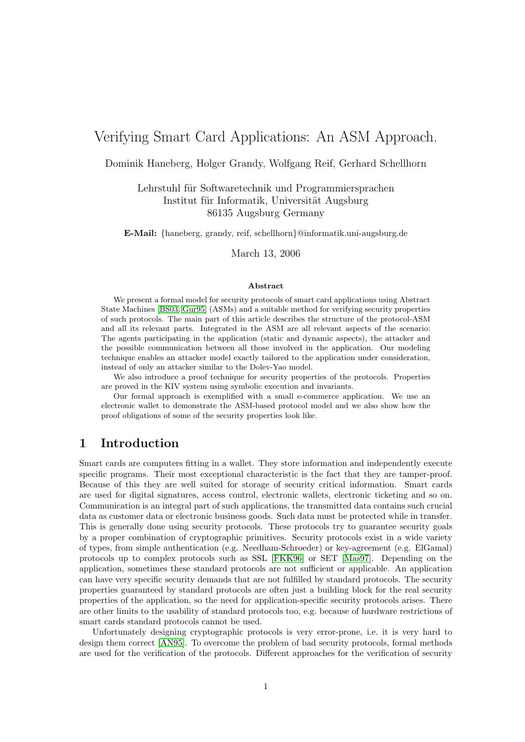# Verifying Smart Card Applications: An ASM Approach.

Dominik Haneberg, Holger Grandy, Wolfgang Reif, Gerhard Schellhorn

Lehrstuhl für Softwaretechnik und Programmiersprachen
Institut für Informatik, Universität Augsburg
86135 Augsburg Germany

**E-Mail:** {haneberg, grandy, reif, schellhorn}@informatik.uni-augsburg.de

March 13, 2006

**Abstract**

We present a formal model for security protocols of smart card applications using Abstract State Machines [BS03, Gur95] (ASMs) and a suitable method for verifying security properties of such protocols. The main part of this article describes the structure of the protocol-ASM and all its relevant parts. Integrated in the ASM are all relevant aspects of the scenario: The agents participating in the application (static and dynamic aspects), the attacker and the possible communication between all those involved in the application. Our modeling technique enables an attacker model exactly tailored to the application under consideration, instead of only an attacker similar to the Dolev-Yao model.

We also introduce a proof technique for security properties of the protocols. Properties are proved in the KIV system using symbolic execution and invariants.

Our formal approach is exemplified with a small e-commerce application. We use an electronic wallet to demonstrate the ASM-based protocol model and we also show how the proof obligations of some of the security properties look like.

## 1 Introduction

Smart cards are computers fitting in a wallet. They store information and independently execute specific programs. Their most exceptional characteristic is the fact that they are tamper-proof. Because of this they are well suited for storage of security critical information. Smart cards are used for digital signatures, access control, electronic wallets, electronic ticketing and so on. Communication is an integral part of such applications, the transmitted data contains such crucial data as customer data or electronic business goods. Such data must be protected while in transfer. This is generally done using security protocols. These protocols try to guarantee security goals by a proper combination of cryptographic primitives. Security protocols exist in a wide variety of types, from simple authentication (e.g. Needham-Schroeder) or key-agreement (e.g. ElGamal) protocols up to complex protocols such as SSL [FKK96] or SET [Mas97]. Depending on the application, sometimes these standard protocols are not sufficient or applicable. An application can have very specific security demands that are not fulfilled by standard protocols. The security properties guaranteed by standard protocols are often just a building block for the real security properties of the application, so the need for application-specific security protocols arises. There are other limits to the usability of standard protocols too, e.g. because of hardware restrictions of smart cards standard protocols cannot be used.

Unfortunately designing cryptographic protocols is very error-prone, i.e. it is very hard to design them correct [AN95]. To overcome the problem of bad security protocols, formal methods are used for the verification of the protocols. Different approaches for the verification of security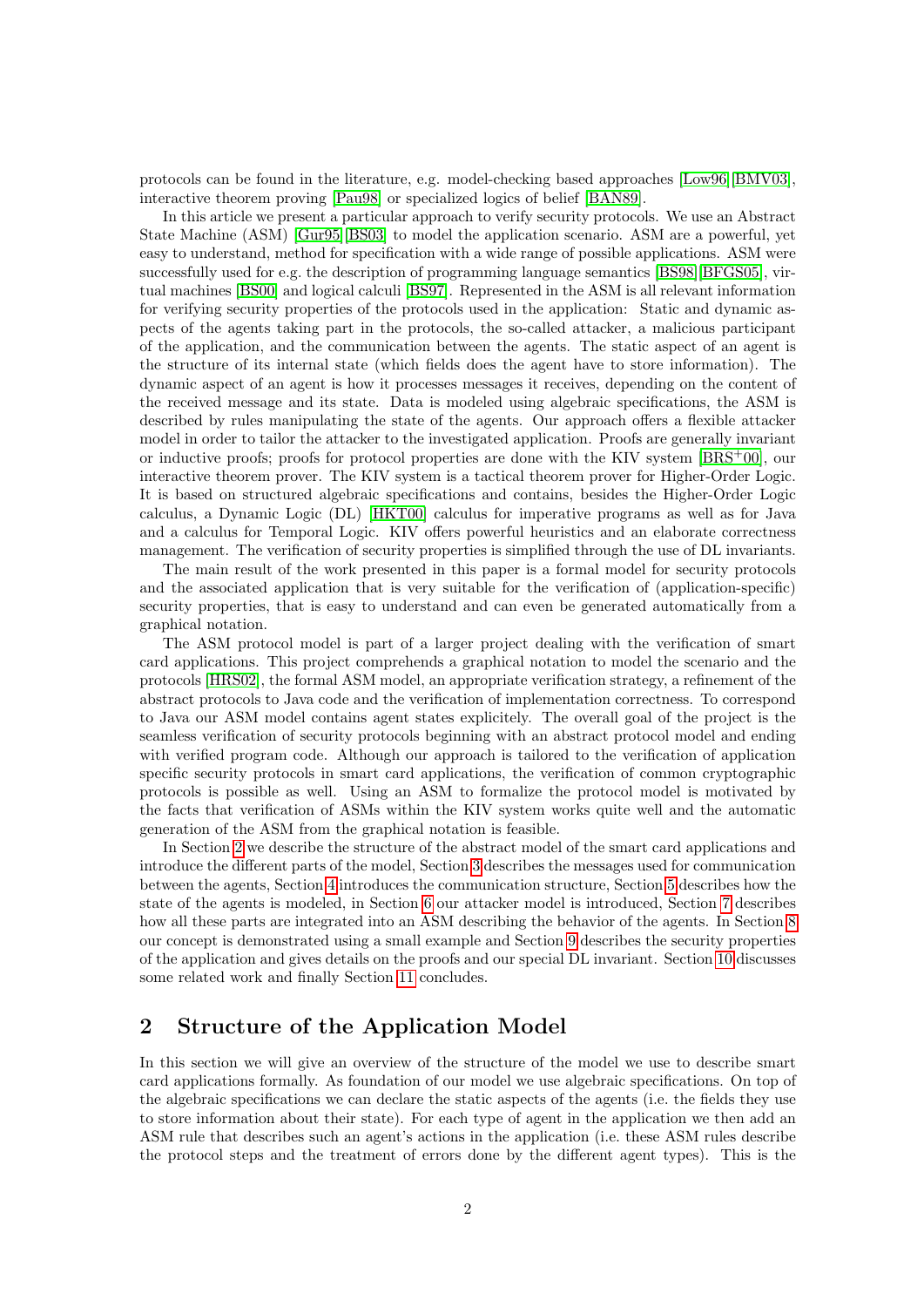protocols can be found in the literature, e.g. model-checking based approaches [Low96][BMV03], interactive theorem proving [Pau98] or specialized logics of belief [BAN89].

In this article we present a particular approach to verify security protocols. We use an Abstract State Machine (ASM) [Gur95][BS03] to model the application scenario. ASM are a powerful, yet easy to understand, method for specification with a wide range of possible applications. ASM were successfully used for e.g. the description of programming language semantics [BS98][BFGS05], virtual machines [BS00] and logical calculi [BS97]. Represented in the ASM is all relevant information for verifying security properties of the protocols used in the application: Static and dynamic aspects of the agents taking part in the protocols, the so-called attacker, a malicious participant of the application, and the communication between the agents. The static aspect of an agent is the structure of its internal state (which fields does the agent have to store information). The dynamic aspect of an agent is how it processes messages it receives, depending on the content of the received message and its state. Data is modeled using algebraic specifications, the ASM is described by rules manipulating the state of the agents. Our approach offers a flexible attacker model in order to tailor the attacker to the investigated application. Proofs are generally invariant or inductive proofs; proofs for protocol properties are done with the KIV system [BRS+00], our interactive theorem prover. The KIV system is a tactical theorem prover for Higher-Order Logic. It is based on structured algebraic specifications and contains, besides the Higher-Order Logic calculus, a Dynamic Logic (DL) [HKT00] calculus for imperative programs as well as for Java and a calculus for Temporal Logic. KIV offers powerful heuristics and an elaborate correctness management. The verification of security properties is simplified through the use of DL invariants.

The main result of the work presented in this paper is a formal model for security protocols and the associated application that is very suitable for the verification of (application-specific) security properties, that is easy to understand and can even be generated automatically from a graphical notation.

The ASM protocol model is part of a larger project dealing with the verification of smart card applications. This project comprehends a graphical notation to model the scenario and the protocols [HRS02], the formal ASM model, an appropriate verification strategy, a refinement of the abstract protocols to Java code and the verification of implementation correctness. To correspond to Java our ASM model contains agent states explicitely. The overall goal of the project is the seamless verification of security protocols beginning with an abstract protocol model and ending with verified program code. Although our approach is tailored to the verification of application specific security protocols in smart card applications, the verification of common cryptographic protocols is possible as well. Using an ASM to formalize the protocol model is motivated by the facts that verification of ASMs within the KIV system works quite well and the automatic generation of the ASM from the graphical notation is feasible.

In Section 2 we describe the structure of the abstract model of the smart card applications and introduce the different parts of the model, Section 3 describes the messages used for communication between the agents, Section 4 introduces the communication structure, Section 5 describes how the state of the agents is modeled, in Section 6 our attacker model is introduced, Section 7 describes how all these parts are integrated into an ASM describing the behavior of the agents. In Section 8 our concept is demonstrated using a small example and Section 9 describes the security properties of the application and gives details on the proofs and our special DL invariant. Section 10 discusses some related work and finally Section 11 concludes.

## 2 Structure of the Application Model

In this section we will give an overview of the structure of the model we use to describe smart card applications formally. As foundation of our model we use algebraic specifications. On top of the algebraic specifications we can declare the static aspects of the agents (i.e. the fields they use to store information about their state). For each type of agent in the application we then add an ASM rule that describes such an agent's actions in the application (i.e. these ASM rules describe the protocol steps and the treatment of errors done by the different agent types). This is the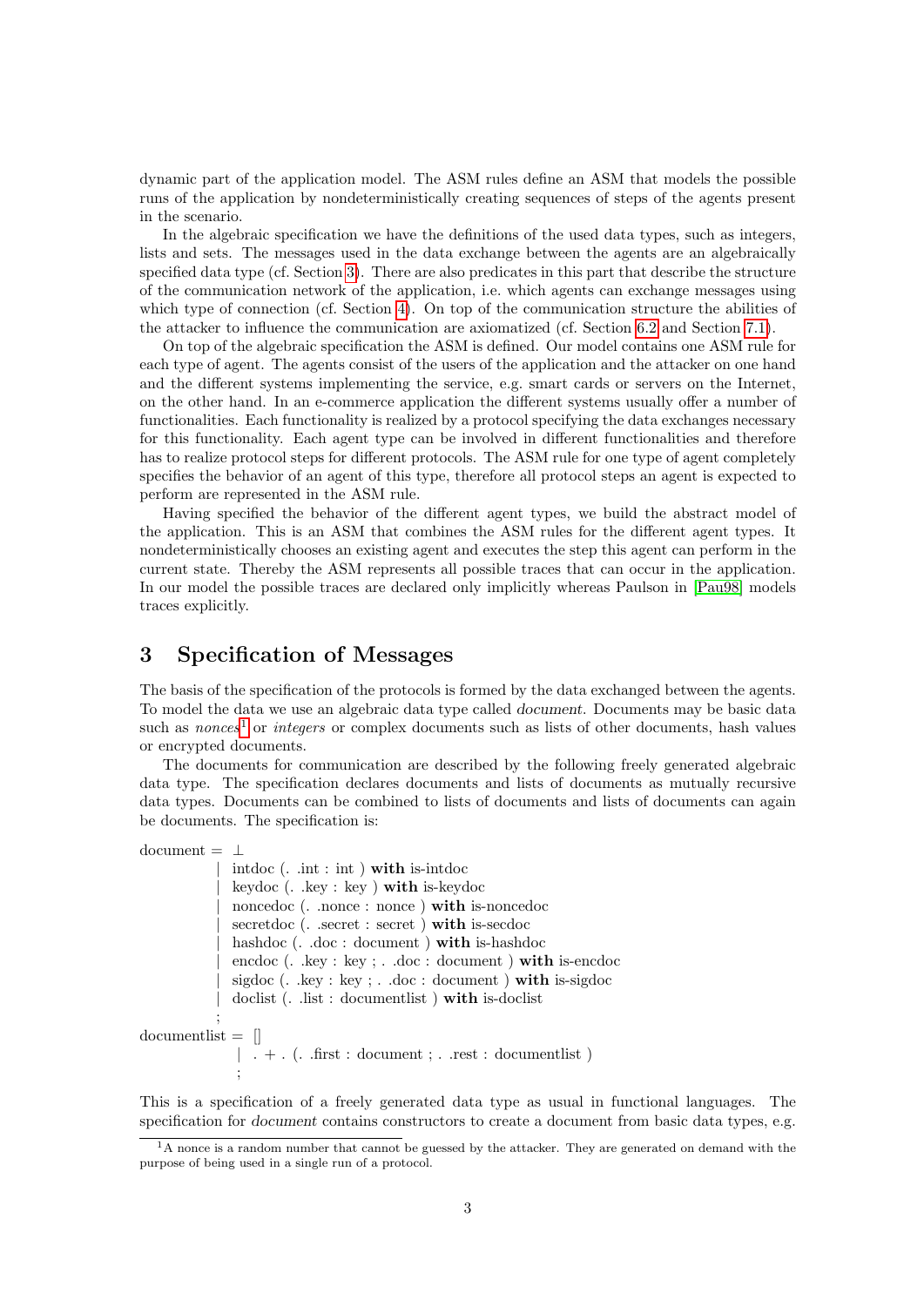dynamic part of the application model. The ASM rules define an ASM that models the possible runs of the application by nondeterministically creating sequences of steps of the agents present in the scenario.

In the algebraic specification we have the definitions of the used data types, such as integers, lists and sets. The messages used in the data exchange between the agents are an algebraically specified data type (cf. Section 3). There are also predicates in this part that describe the structure of the communication network of the application, i.e. which agents can exchange messages using which type of connection (cf. Section 4). On top of the communication structure the abilities of the attacker to influence the communication are axiomatized (cf. Section 6.2 and Section 7.1).

On top of the algebraic specification the ASM is defined. Our model contains one ASM rule for each type of agent. The agents consist of the users of the application and the attacker on one hand and the different systems implementing the service, e.g. smart cards or servers on the Internet, on the other hand. In an e-commerce application the different systems usually offer a number of functionalities. Each functionality is realized by a protocol specifying the data exchanges necessary for this functionality. Each agent type can be involved in different functionalities and therefore has to realize protocol steps for different protocols. The ASM rule for one type of agent completely specifies the behavior of an agent of this type, therefore all protocol steps an agent is expected to perform are represented in the ASM rule.

Having specified the behavior of the different agent types, we build the abstract model of the application. This is an ASM that combines the ASM rules for the different agent types. It nondeterministically chooses an existing agent and executes the step this agent can perform in the current state. Thereby the ASM represents all possible traces that can occur in the application. In our model the possible traces are declared only implicitly whereas Paulson in [Pau98] models traces explicitly.

# 3 Specification of Messages

The basis of the specification of the protocols is formed by the data exchanged between the agents. To model the data we use an algebraic data type called *document*. Documents may be basic data such as *nonces*[1] or *integers* or complex documents such as lists of other documents, hash values or encrypted documents.

The documents for communication are described by the following freely generated algebraic data type. The specification declares documents and lists of documents as mutually recursive data types. Documents can be combined to lists of documents and lists of documents can again be documents. The specification is:

```
document = ⊥
         | intdoc (. .int : int ) with is-intdoc
         | keydoc (. .key : key ) with is-keydoc
         | noncedoc (. .nonce : nonce ) with is-noncedoc
         | secretdoc (. .secret : secret ) with is-secdoc
         | hashdoc (. .doc : document ) with is-hashdoc
         | encdoc (. .key : key ; . .doc : document ) with is-encdoc
         | sigdoc (. .key : key ; . .doc : document ) with is-sigdoc
         | doclist (. .list : documentlist ) with is-doclist
         ;
documentlist = []
             | . + . (. .first : document ; . .rest : documentlist )
             ;
```

This is a specification of a freely generated data type as usual in functional languages. The specification for *document* contains constructors to create a document from basic data types, e.g.

[1] A nonce is a random number that cannot be guessed by the attacker. They are generated on demand with the purpose of being used in a single run of a protocol.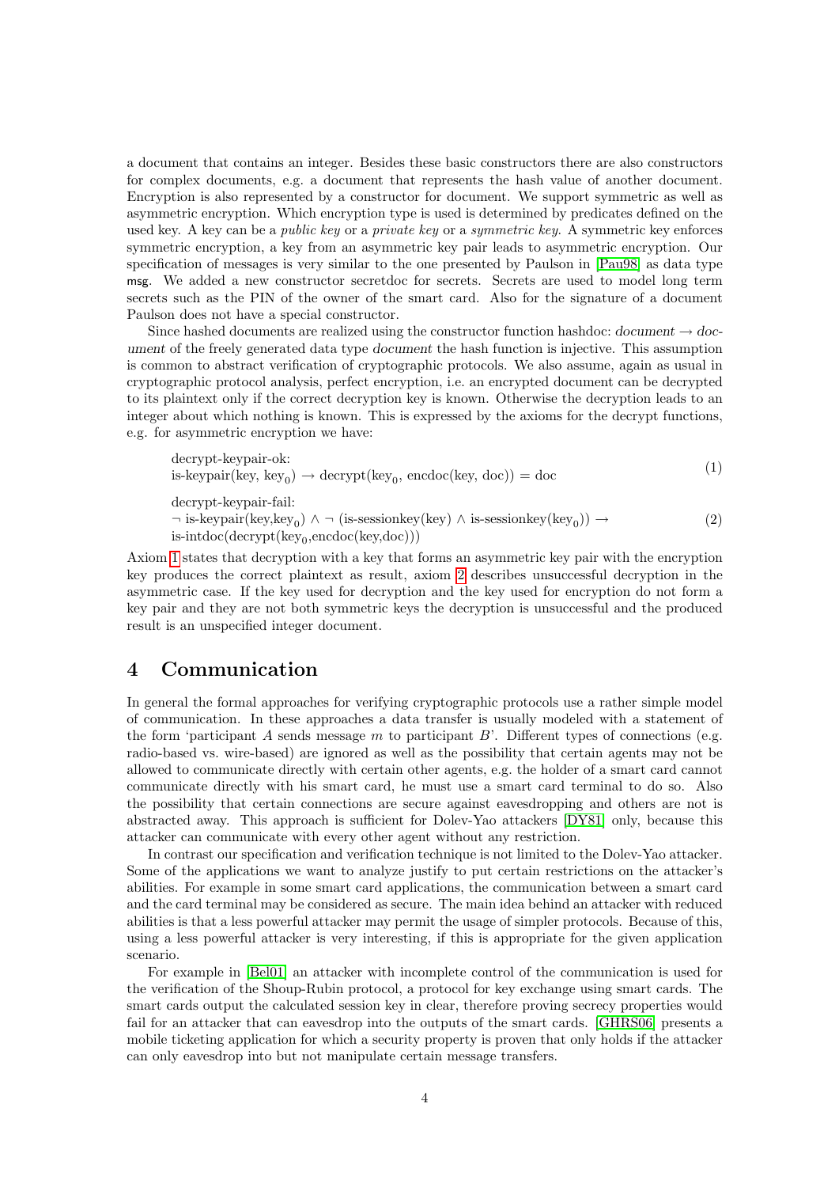a document that contains an integer. Besides these basic constructors there are also constructors for complex documents, e.g. a document that represents the hash value of another document. Encryption is also represented by a constructor for document. We support symmetric as well as asymmetric encryption. Which encryption type is used is determined by predicates defined on the used key. A key can be a *public key* or a *private key* or a *symmetric key*. A symmetric key enforces symmetric encryption, a key from an asymmetric key pair leads to asymmetric encryption. Our specification of messages is very similar to the one presented by Paulson in [Pau98] as data type msg. We added a new constructor secretdoc for secrets. Secrets are used to model long term secrets such as the PIN of the owner of the smart card. Also for the signature of a document Paulson does not have a special constructor.

Since hashed documents are realized using the constructor function hashdoc: *document* → *document* of the freely generated data type *document* the hash function is injective. This assumption is common to abstract verification of cryptographic protocols. We also assume, again as usual in cryptographic protocol analysis, perfect encryption, i.e. an encrypted document can be decrypted to its plaintext only if the correct decryption key is known. Otherwise the decryption leads to an integer about which nothing is known. This is expressed by the axioms for the decrypt functions, e.g. for asymmetric encryption we have:

$$\begin{array}{l}\text{decrypt-keypair-ok:}\\ \text{is-keypair}(\text{key}, \text{key}_0) \rightarrow \text{decrypt}(\text{key}_0, \text{encdoc}(\text{key}, \text{doc})) = \text{doc}\end{array} \tag{1}$$

$$\begin{array}{l}\text{decrypt-keypair-fail:}\\ \neg\ \text{is-keypair}(\text{key},\text{key}_0) \land \neg\ (\text{is-sessionkey}(\text{key}) \land \text{is-sessionkey}(\text{key}_0)) \rightarrow\\ \text{is-intdoc}(\text{decrypt}(\text{key}_0,\text{encdoc}(\text{key},\text{doc})))\end{array} \tag{2}$$

Axiom 1 states that decryption with a key that forms an asymmetric key pair with the encryption key produces the correct plaintext as result, axiom 2 describes unsuccessful decryption in the asymmetric case. If the key used for decryption and the key used for encryption do not form a key pair and they are not both symmetric keys the decryption is unsuccessful and the produced result is an unspecified integer document.

## 4 Communication

In general the formal approaches for verifying cryptographic protocols use a rather simple model of communication. In these approaches a data transfer is usually modeled with a statement of the form 'participant $A$ sends message $m$ to participant $B$'. Different types of connections (e.g. radio-based vs. wire-based) are ignored as well as the possibility that certain agents may not be allowed to communicate directly with certain other agents, e.g. the holder of a smart card cannot communicate directly with his smart card, he must use a smart card terminal to do so. Also the possibility that certain connections are secure against eavesdropping and others are not is abstracted away. This approach is sufficient for Dolev-Yao attackers [DY81] only, because this attacker can communicate with every other agent without any restriction.

In contrast our specification and verification technique is not limited to the Dolev-Yao attacker. Some of the applications we want to analyze justify to put certain restrictions on the attacker's abilities. For example in some smart card applications, the communication between a smart card and the card terminal may be considered as secure. The main idea behind an attacker with reduced abilities is that a less powerful attacker may permit the usage of simpler protocols. Because of this, using a less powerful attacker is very interesting, if this is appropriate for the given application scenario.

For example in [Bel01] an attacker with incomplete control of the communication is used for the verification of the Shoup-Rubin protocol, a protocol for key exchange using smart cards. The smart cards output the calculated session key in clear, therefore proving secrecy properties would fail for an attacker that can eavesdrop into the outputs of the smart cards. [GHRS06] presents a mobile ticketing application for which a security property is proven that only holds if the attacker can only eavesdrop into but not manipulate certain message transfers.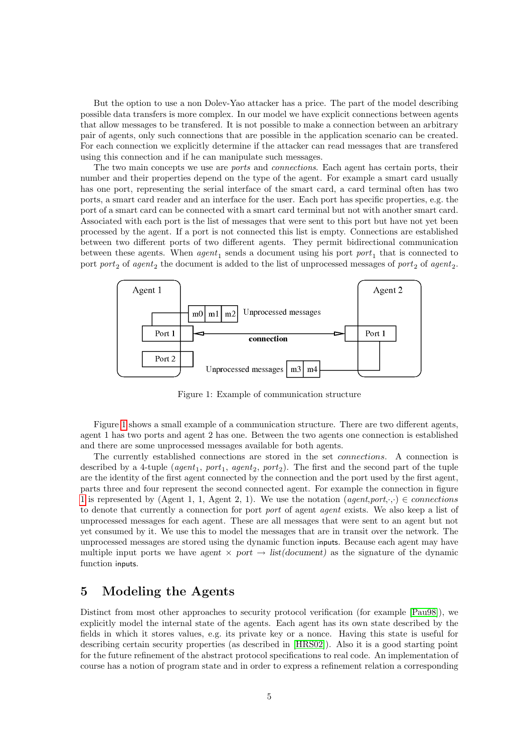But the option to use a non Dolev-Yao attacker has a price. The part of the model describing possible data transfers is more complex. In our model we have explicit connections between agents that allow messages to be transfered. It is not possible to make a connection between an arbitrary pair of agents, only such connections that are possible in the application scenario can be created. For each connection we explicitly determine if the attacker can read messages that are transfered using this connection and if he can manipulate such messages.

The two main concepts we use are *ports* and *connections*. Each agent has certain ports, their number and their properties depend on the type of the agent. For example a smart card usually has one port, representing the serial interface of the smart card, a card terminal often has two ports, a smart card reader and an interface for the user. Each port has specific properties, e.g. the port of a smart card can be connected with a smart card terminal but not with another smart card. Associated with each port is the list of messages that were sent to this port but have not yet been processed by the agent. If a port is not connected this list is empty. Connections are established between two different ports of two different agents. They permit bidirectional communication between these agents. When $agent_1$ sends a document using his port $port_1$ that is connected to port $port_2$ of $agent_2$ the document is added to the list of unprocessed messages of $port_2$ of $agent_2$.

Figure 1: Example of communication structure

Figure 1 shows a small example of a communication structure. There are two different agents, agent 1 has two ports and agent 2 has one. Between the two agents one connection is established and there are some unprocessed messages available for both agents.

The currently established connections are stored in the set *connections*. A connection is described by a 4-tuple ($agent_1$, $port_1$, $agent_2$, $port_2$). The first and the second part of the tuple are the identity of the first agent connected by the connection and the port used by the first agent, parts three and four represent the second connected agent. For example the connection in figure 1 is represented by (Agent 1, 1, Agent 2, 1). We use the notation $(agent, port, \cdot, \cdot) \in connections$ to denote that currently a connection for port *port* of agent *agent* exists. We also keep a list of unprocessed messages for each agent. These are all messages that were sent to an agent but not yet consumed by it. We use this to model the messages that are in transit over the network. The unprocessed messages are stored using the dynamic function inputs. Because each agent may have multiple input ports we have *agent* $\times$ *port* $\rightarrow$ *list(document)* as the signature of the dynamic function inputs.

# 5 Modeling the Agents

Distinct from most other approaches to security protocol verification (for example [Pau98]), we explicitly model the internal state of the agents. Each agent has its own state described by the fields in which it stores values, e.g. its private key or a nonce. Having this state is useful for describing certain security properties (as described in [HRS02]). Also it is a good starting point for the future refinement of the abstract protocol specifications to real code. An implementation of course has a notion of program state and in order to express a refinement relation a corresponding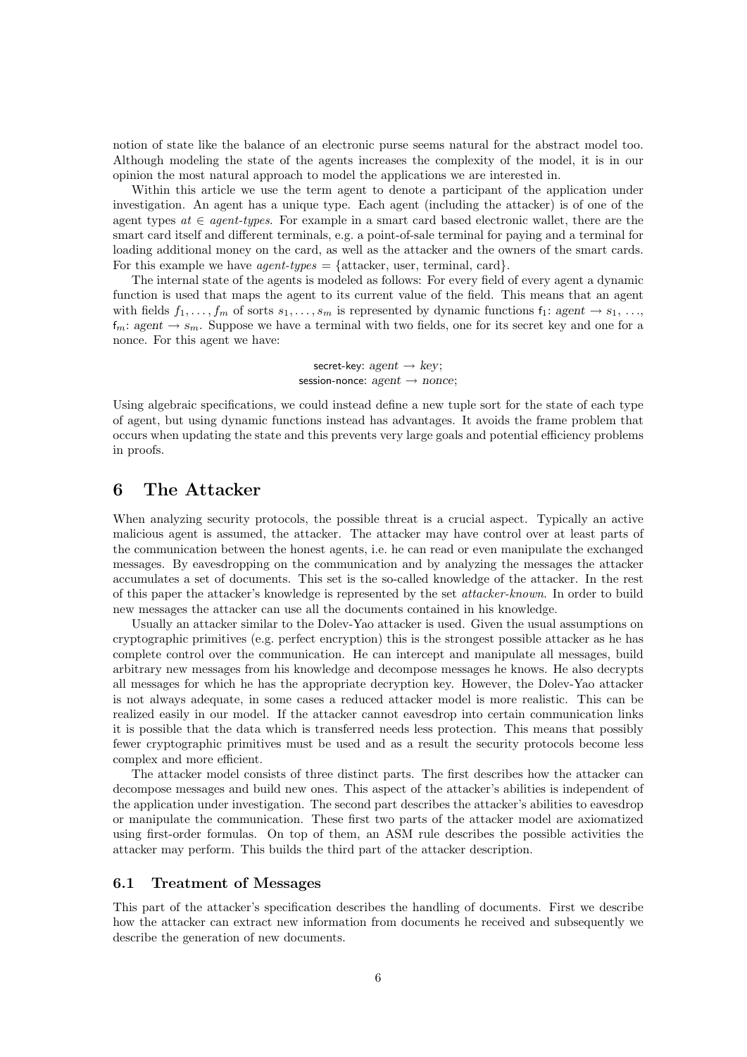notion of state like the balance of an electronic purse seems natural for the abstract model too. Although modeling the state of the agents increases the complexity of the model, it is in our opinion the most natural approach to model the applications we are interested in.

Within this article we use the term agent to denote a participant of the application under investigation. An agent has a unique type. Each agent (including the attacker) is of one of the agent types $at \in$ *agent-types*. For example in a smart card based electronic wallet, there are the smart card itself and different terminals, e.g. a point-of-sale terminal for paying and a terminal for loading additional money on the card, as well as the attacker and the owners of the smart cards. For this example we have *agent-types* = {attacker, user, terminal, card}.

The internal state of the agents is modeled as follows: For every field of every agent a dynamic function is used that maps the agent to its current value of the field. This means that an agent with fields $f_1, \ldots, f_m$ of sorts $s_1, \ldots, s_m$ is represented by dynamic functions $\mathsf{f}_1$: *agent* $\rightarrow s_1$, ..., $\mathsf{f}_m$: *agent* $\rightarrow s_m$. Suppose we have a terminal with two fields, one for its secret key and one for a nonce. For this agent we have:

$$\text{secret-key: } agent \rightarrow key;$$
$$\text{session-nonce: } agent \rightarrow nonce;$$

Using algebraic specifications, we could instead define a new tuple sort for the state of each type of agent, but using dynamic functions instead has advantages. It avoids the frame problem that occurs when updating the state and this prevents very large goals and potential efficiency problems in proofs.

# 6 The Attacker

When analyzing security protocols, the possible threat is a crucial aspect. Typically an active malicious agent is assumed, the attacker. The attacker may have control over at least parts of the communication between the honest agents, i.e. he can read or even manipulate the exchanged messages. By eavesdropping on the communication and by analyzing the messages the attacker accumulates a set of documents. This set is the so-called knowledge of the attacker. In the rest of this paper the attacker's knowledge is represented by the set *attacker-known*. In order to build new messages the attacker can use all the documents contained in his knowledge.

Usually an attacker similar to the Dolev-Yao attacker is used. Given the usual assumptions on cryptographic primitives (e.g. perfect encryption) this is the strongest possible attacker as he has complete control over the communication. He can intercept and manipulate all messages, build arbitrary new messages from his knowledge and decompose messages he knows. He also decrypts all messages for which he has the appropriate decryption key. However, the Dolev-Yao attacker is not always adequate, in some cases a reduced attacker model is more realistic. This can be realized easily in our model. If the attacker cannot eavesdrop into certain communication links it is possible that the data which is transferred needs less protection. This means that possibly fewer cryptographic primitives must be used and as a result the security protocols become less complex and more efficient.

The attacker model consists of three distinct parts. The first describes how the attacker can decompose messages and build new ones. This aspect of the attacker's abilities is independent of the application under investigation. The second part describes the attacker's abilities to eavesdrop or manipulate the communication. These first two parts of the attacker model are axiomatized using first-order formulas. On top of them, an ASM rule describes the possible activities the attacker may perform. This builds the third part of the attacker description.

## 6.1 Treatment of Messages

This part of the attacker's specification describes the handling of documents. First we describe how the attacker can extract new information from documents he received and subsequently we describe the generation of new documents.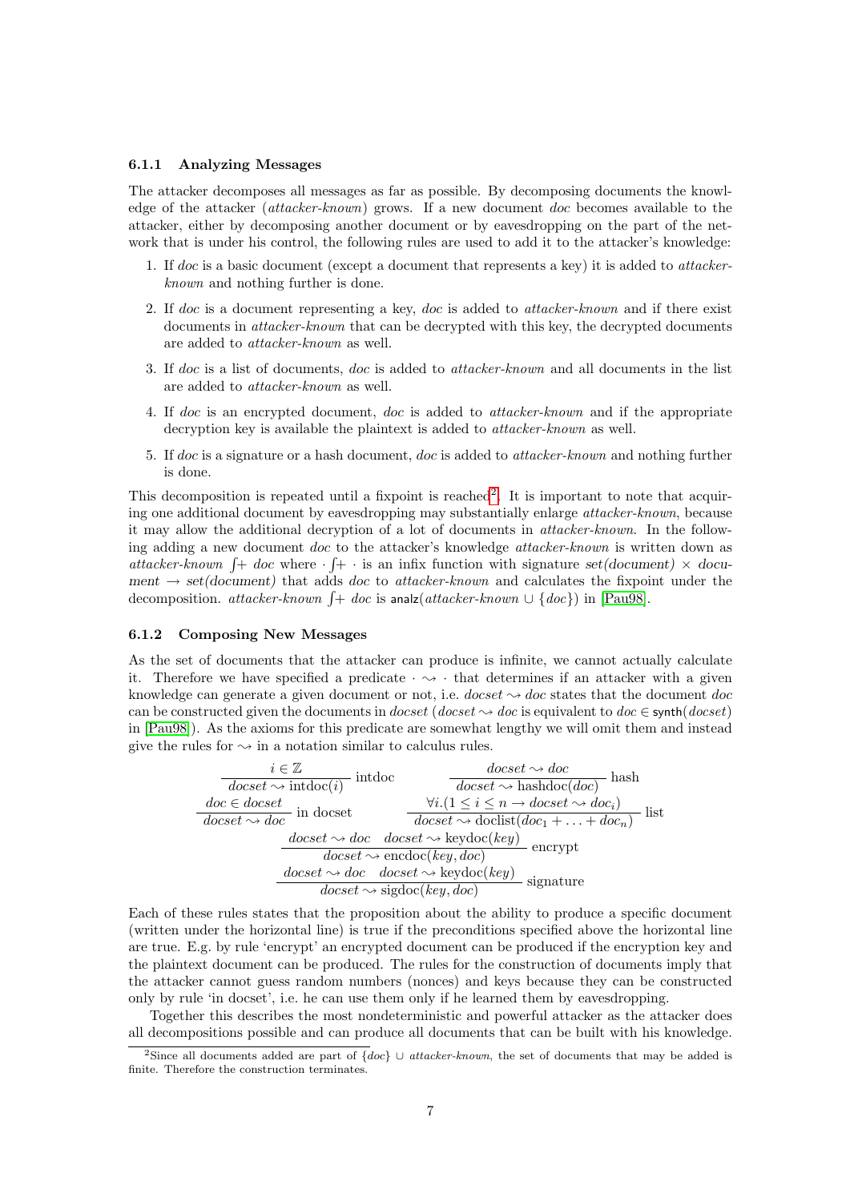### 6.1.1 Analyzing Messages

The attacker decomposes all messages as far as possible. By decomposing documents the knowledge of the attacker (*attacker-known*) grows. If a new document *doc* becomes available to the attacker, either by decomposing another document or by eavesdropping on the part of the network that is under his control, the following rules are used to add it to the attacker's knowledge:

1. If *doc* is a basic document (except a document that represents a key) it is added to *attacker-known* and nothing further is done.
2. If *doc* is a document representing a key, *doc* is added to *attacker-known* and if there exist documents in *attacker-known* that can be decrypted with this key, the decrypted documents are added to *attacker-known* as well.
3. If *doc* is a list of documents, *doc* is added to *attacker-known* and all documents in the list are added to *attacker-known* as well.
4. If *doc* is an encrypted document, *doc* is added to *attacker-known* and if the appropriate decryption key is available the plaintext is added to *attacker-known* as well.
5. If *doc* is a signature or a hash document, *doc* is added to *attacker-known* and nothing further is done.

This decomposition is repeated until a fixpoint is reached[2]. It is important to note that acquiring one additional document by eavesdropping may substantially enlarge *attacker-known*, because it may allow the additional decryption of a lot of documents in *attacker-known*. In the following adding a new document *doc* to the attacker's knowledge *attacker-known* is written down as $attacker\text{-}known \int\!\!+ \, doc$ where $\cdot \int\!\!+ \cdot$ is an infix function with signature *set(document)* × *document* → *set(document)* that adds *doc* to *attacker-known* and calculates the fixpoint under the decomposition. $attacker\text{-}known \int\!\!+ \, doc$ is $\mathsf{analz}(attacker\text{-}known \cup \{doc\})$ in [Pau98].

### 6.1.2 Composing New Messages

As the set of documents that the attacker can produce is infinite, we cannot actually calculate it. Therefore we have specified a predicate $\cdot \rightsquigarrow \cdot$ that determines if an attacker with a given knowledge can generate a given document or not, i.e. $docset \rightsquigarrow doc$ states that the document *doc* can be constructed given the documents in *docset* ($docset \rightsquigarrow doc$ is equivalent to $doc \in \mathsf{synth}(docset)$ in [Pau98]). As the axioms for this predicate are somewhat lengthy we will omit them and instead give the rules for $\rightsquigarrow$ in a notation similar to calculus rules.

$$\frac{i \in \mathbb{Z}}{docset \rightsquigarrow \text{intdoc}(i)}\ \text{intdoc} \qquad \frac{docset \rightsquigarrow doc}{docset \rightsquigarrow \text{hashdoc}(doc)}\ \text{hash}$$

$$\frac{doc \in docset}{docset \rightsquigarrow doc}\ \text{in docset} \qquad \frac{\forall i.(1 \leq i \leq n \rightarrow docset \rightsquigarrow doc_i)}{docset \rightsquigarrow \text{doclist}(doc_1 + \ldots + doc_n)}\ \text{list}$$

$$\frac{docset \rightsquigarrow doc \quad docset \rightsquigarrow \text{keydoc}(key)}{docset \rightsquigarrow \text{encdoc}(key, doc)}\ \text{encrypt}$$

$$\frac{docset \rightsquigarrow doc \quad docset \rightsquigarrow \text{keydoc}(key)}{docset \rightsquigarrow \text{sigdoc}(key, doc)}\ \text{signature}$$

Each of these rules states that the proposition about the ability to produce a specific document (written under the horizontal line) is true if the preconditions specified above the horizontal line are true. E.g. by rule 'encrypt' an encrypted document can be produced if the encryption key and the plaintext document can be produced. The rules for the construction of documents imply that the attacker cannot guess random numbers (nonces) and keys because they can be constructed only by rule 'in docset', i.e. he can use them only if he learned them by eavesdropping.

Together this describes the most nondeterministic and powerful attacker as the attacker does all decompositions possible and can produce all documents that can be built with his knowledge.

[2] Since all documents added are part of $\{doc\} \cup attacker\text{-}known$, the set of documents that may be added is finite. Therefore the construction terminates.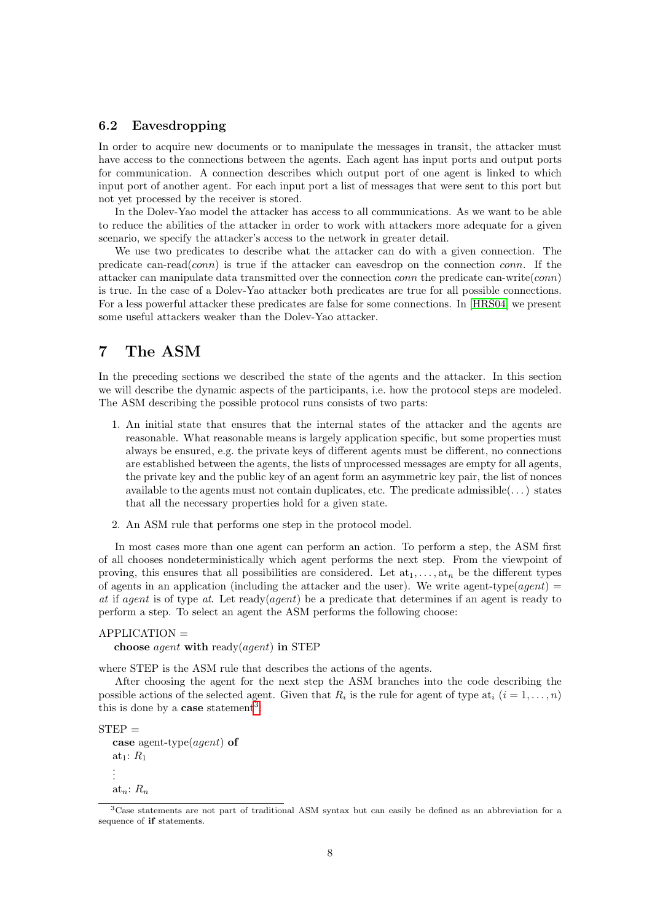### 6.2 Eavesdropping

In order to acquire new documents or to manipulate the messages in transit, the attacker must have access to the connections between the agents. Each agent has input ports and output ports for communication. A connection describes which output port of one agent is linked to which input port of another agent. For each input port a list of messages that were sent to this port but not yet processed by the receiver is stored.

In the Dolev-Yao model the attacker has access to all communications. As we want to be able to reduce the abilities of the attacker in order to work with attackers more adequate for a given scenario, we specify the attacker's access to the network in greater detail.

We use two predicates to describe what the attacker can do with a given connection. The predicate can-read(*conn*) is true if the attacker can eavesdrop on the connection *conn*. If the attacker can manipulate data transmitted over the connection *conn* the predicate can-write(*conn*) is true. In the case of a Dolev-Yao attacker both predicates are true for all possible connections. For a less powerful attacker these predicates are false for some connections. In [HRS04] we present some useful attackers weaker than the Dolev-Yao attacker.

## 7 The ASM

In the preceding sections we described the state of the agents and the attacker. In this section we will describe the dynamic aspects of the participants, i.e. how the protocol steps are modeled. The ASM describing the possible protocol runs consists of two parts:

1. An initial state that ensures that the internal states of the attacker and the agents are reasonable. What reasonable means is largely application specific, but some properties must always be ensured, e.g. the private keys of different agents must be different, no connections are established between the agents, the lists of unprocessed messages are empty for all agents, the private key and the public key of an agent form an asymmetric key pair, the list of nonces available to the agents must not contain duplicates, etc. The predicate admissible(...) states that all the necessary properties hold for a given state.
2. An ASM rule that performs one step in the protocol model.

In most cases more than one agent can perform an action. To perform a step, the ASM first of all chooses nondeterministically which agent performs the next step. From the viewpoint of proving, this ensures that all possibilities are considered. Let $\mathrm{at}_1, \ldots, \mathrm{at}_n$ be the different types of agents in an application (including the attacker and the user). We write agent-type(*agent*) = *at* if *agent* is of type *at*. Let ready(*agent*) be a predicate that determines if an agent is ready to perform a step. To select an agent the ASM performs the following choose:

APPLICATION =
  **choose** *agent* **with** ready(*agent*) **in** STEP

where STEP is the ASM rule that describes the actions of the agents.

After choosing the agent for the next step the ASM branches into the code describing the possible actions of the selected agent. Given that $R_i$ is the rule for agent of type $\mathrm{at}_i$ $(i = 1, \ldots, n)$ this is done by a **case** statement[3]:

STEP =
  **case** agent-type(*agent*) **of**
  $\mathrm{at}_1$: $R_1$
  $\vdots$
  $\mathrm{at}_n$: $R_n$

[3] Case statements are not part of traditional ASM syntax but can easily be defined as an abbreviation for a sequence of **if** statements.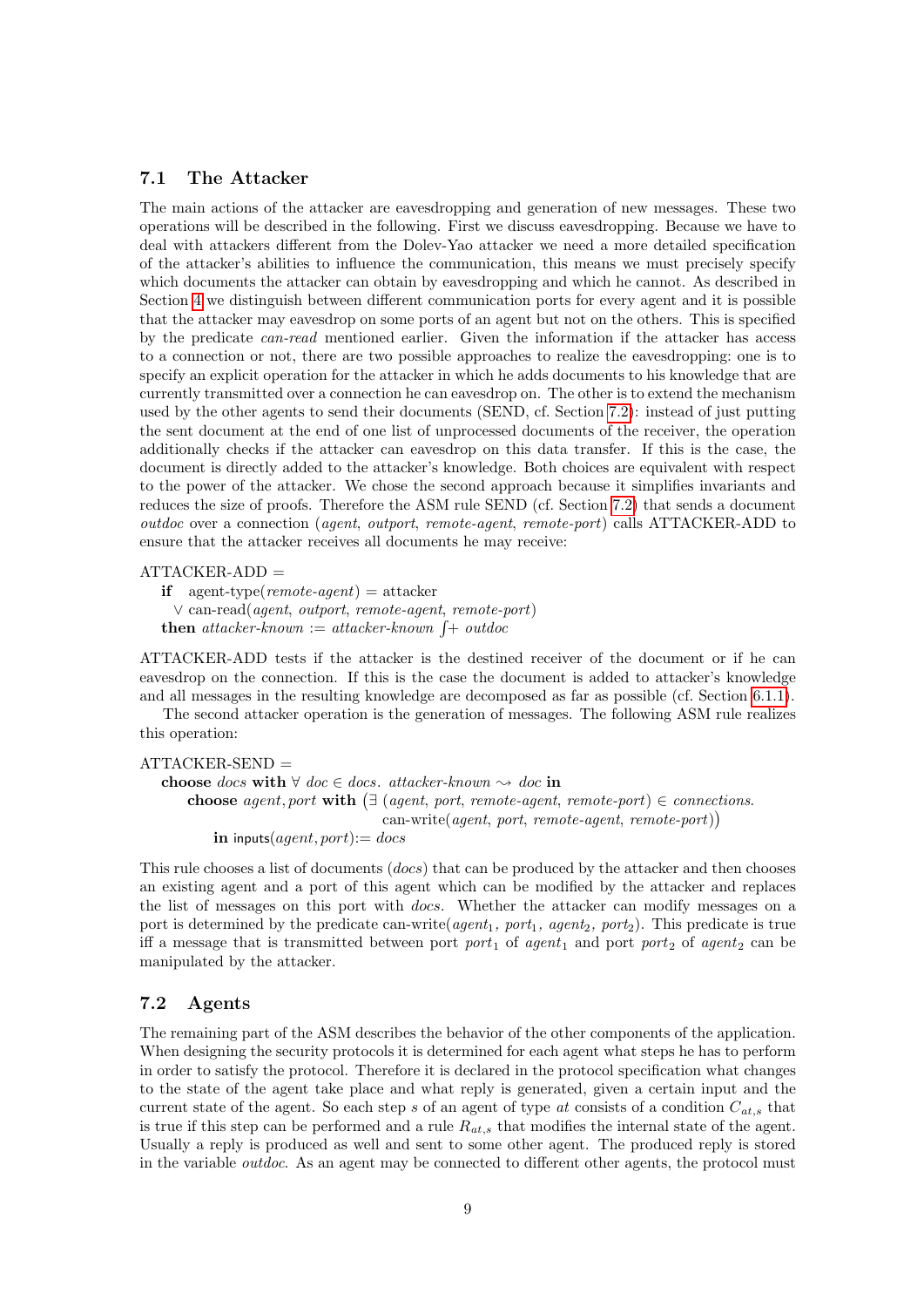### 7.1 The Attacker

The main actions of the attacker are eavesdropping and generation of new messages. These two operations will be described in the following. First we discuss eavesdropping. Because we have to deal with attackers different from the Dolev-Yao attacker we need a more detailed specification of the attacker's abilities to influence the communication, this means we must precisely specify which documents the attacker can obtain by eavesdropping and which he cannot. As described in Section 4 we distinguish between different communication ports for every agent and it is possible that the attacker may eavesdrop on some ports of an agent but not on the others. This is specified by the predicate *can-read* mentioned earlier. Given the information if the attacker has access to a connection or not, there are two possible approaches to realize the eavesdropping: one is to specify an explicit operation for the attacker in which he adds documents to his knowledge that are currently transmitted over a connection he can eavesdrop on. The other is to extend the mechanism used by the other agents to send their documents (SEND, cf. Section 7.2): instead of just putting the sent document at the end of one list of unprocessed documents of the receiver, the operation additionally checks if the attacker can eavesdrop on this data transfer. If this is the case, the document is directly added to the attacker's knowledge. Both choices are equivalent with respect to the power of the attacker. We chose the second approach because it simplifies invariants and reduces the size of proofs. Therefore the ASM rule SEND (cf. Section 7.2) that sends a document *outdoc* over a connection (*agent*, *outport*, *remote-agent*, *remote-port*) calls ATTACKER-ADD to ensure that the attacker receives all documents he may receive:

ATTACKER-ADD =
  **if** agent-type(*remote-agent*) = attacker
    ∨ can-read(*agent*, *outport*, *remote-agent*, *remote-port*)
  **then** *attacker-known* := *attacker-known* $\int\!+$ *outdoc*

ATTACKER-ADD tests if the attacker is the destined receiver of the document or if he can eavesdrop on the connection. If this is the case the document is added to attacker's knowledge and all messages in the resulting knowledge are decomposed as far as possible (cf. Section 6.1.1).

The second attacker operation is the generation of messages. The following ASM rule realizes this operation:

ATTACKER-SEND =
  **choose** *docs* **with** $\forall$ *doc* $\in$ *docs*. *attacker-known* $\leadsto$ *doc* **in**
    **choose** *agent*, *port* **with** $\big(\exists$ (*agent*, *port*, *remote-agent*, *remote-port*) $\in$ *connections*.
                    can-write(*agent*, *port*, *remote-agent*, *remote-port*)$\big)$
      **in** inputs(*agent*, *port*):= *docs*

This rule chooses a list of documents (*docs*) that can be produced by the attacker and then chooses an existing agent and a port of this agent which can be modified by the attacker and replaces the list of messages on this port with *docs*. Whether the attacker can modify messages on a port is determined by the predicate can-write($agent_1$, $port_1$, $agent_2$, $port_2$). This predicate is true iff a message that is transmitted between port $port_1$ of $agent_1$ and port $port_2$ of $agent_2$ can be manipulated by the attacker.

### 7.2 Agents

The remaining part of the ASM describes the behavior of the other components of the application. When designing the security protocols it is determined for each agent what steps he has to perform in order to satisfy the protocol. Therefore it is declared in the protocol specification what changes to the state of the agent take place and what reply is generated, given a certain input and the current state of the agent. So each step $s$ of an agent of type $at$ consists of a condition $C_{at,s}$ that is true if this step can be performed and a rule $R_{at,s}$ that modifies the internal state of the agent. Usually a reply is produced as well and sent to some other agent. The produced reply is stored in the variable *outdoc*. As an agent may be connected to different other agents, the protocol must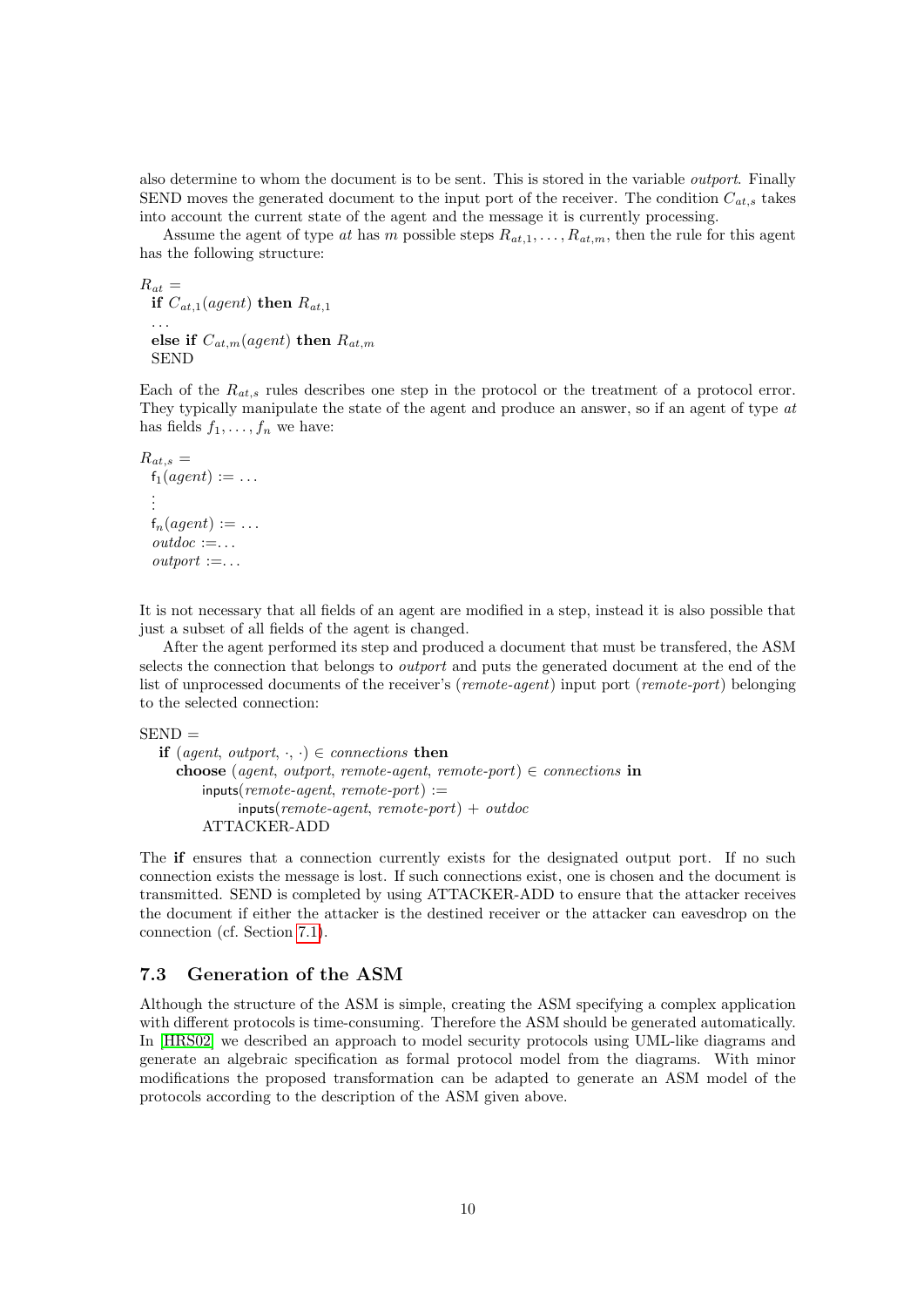also determine to whom the document is to be sent. This is stored in the variable *outport*. Finally SEND moves the generated document to the input port of the receiver. The condition $C_{at,s}$ takes into account the current state of the agent and the message it is currently processing.

Assume the agent of type *at* has $m$ possible steps $R_{at,1}, \ldots, R_{at,m}$, then the rule for this agent has the following structure:

$R_{at}$ =
  **if** $C_{at,1}(agent)$ **then** $R_{at,1}$
  ...
  **else if** $C_{at,m}(agent)$ **then** $R_{at,m}$
  SEND

Each of the $R_{at,s}$ rules describes one step in the protocol or the treatment of a protocol error. They typically manipulate the state of the agent and produce an answer, so if an agent of type *at* has fields $f_1, \ldots, f_n$ we have:

$R_{at,s}$ =
  $\mathsf{f}_1(agent) := \ldots$
  $\vdots$
  $\mathsf{f}_n(agent) := \ldots$
  *outdoc* :=...
  *outport* :=...

It is not necessary that all fields of an agent are modified in a step, instead it is also possible that just a subset of all fields of the agent is changed.

After the agent performed its step and produced a document that must be transfered, the ASM selects the connection that belongs to *outport* and puts the generated document at the end of the list of unprocessed documents of the receiver's (*remote-agent*) input port (*remote-port*) belonging to the selected connection:

SEND =
  **if** (*agent*, *outport*, ·, ·) ∈ *connections* **then**
    **choose** (*agent*, *outport*, *remote-agent*, *remote-port*) ∈ *connections* **in**
      inputs(*remote-agent*, *remote-port*) :=
        inputs(*remote-agent*, *remote-port*) + *outdoc*
      ATTACKER-ADD

The **if** ensures that a connection currently exists for the designated output port. If no such connection exists the message is lost. If such connections exist, one is chosen and the document is transmitted. SEND is completed by using ATTACKER-ADD to ensure that the attacker receives the document if either the attacker is the destined receiver or the attacker can eavesdrop on the connection (cf. Section 7.1).

## 7.3 Generation of the ASM

Although the structure of the ASM is simple, creating the ASM specifying a complex application with different protocols is time-consuming. Therefore the ASM should be generated automatically. In [HRS02] we described an approach to model security protocols using UML-like diagrams and generate an algebraic specification as formal protocol model from the diagrams. With minor modifications the proposed transformation can be adapted to generate an ASM model of the protocols according to the description of the ASM given above.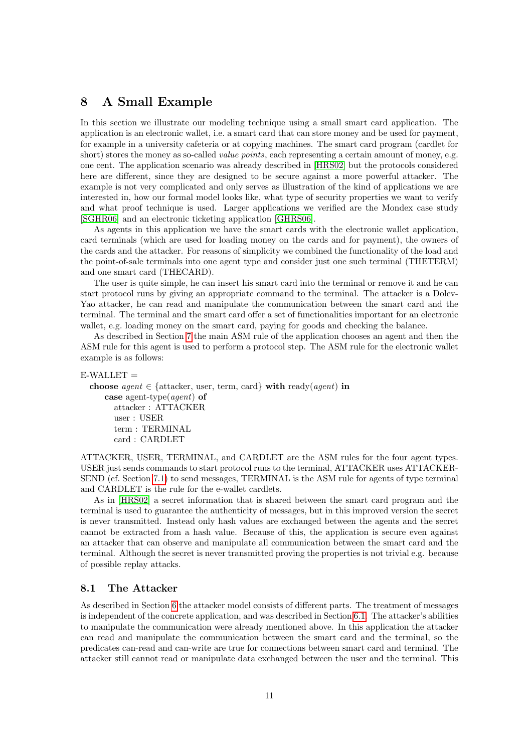## 8 A Small Example

In this section we illustrate our modeling technique using a small smart card application. The application is an electronic wallet, i.e. a smart card that can store money and be used for payment, for example in a university cafeteria or at copying machines. The smart card program (cardlet for short) stores the money as so-called *value points*, each representing a certain amount of money, e.g. one cent. The application scenario was already described in [HRS02] but the protocols considered here are different, since they are designed to be secure against a more powerful attacker. The example is not very complicated and only serves as illustration of the kind of applications we are interested in, how our formal model looks like, what type of security properties we want to verify and what proof technique is used. Larger applications we verified are the Mondex case study [SGHR06] and an electronic ticketing application [GHRS06].

As agents in this application we have the smart cards with the electronic wallet application, card terminals (which are used for loading money on the cards and for payment), the owners of the cards and the attacker. For reasons of simplicity we combined the functionality of the load and the point-of-sale terminals into one agent type and consider just one such terminal (THETERM) and one smart card (THECARD).

The user is quite simple, he can insert his smart card into the terminal or remove it and he can start protocol runs by giving an appropriate command to the terminal. The attacker is a Dolev-Yao attacker, he can read and manipulate the communication between the smart card and the terminal. The terminal and the smart card offer a set of functionalities important for an electronic wallet, e.g. loading money on the smart card, paying for goods and checking the balance.

As described in Section 7 the main ASM rule of the application chooses an agent and then the ASM rule for this agent is used to perform a protocol step. The ASM rule for the electronic wallet example is as follows:

E-WALLET =
  **choose** *agent* ∈ {attacker, user, term, card} **with** ready(*agent*) **in**
    **case** agent-type(*agent*) **of**
      attacker : ATTACKER
      user : USER
      term : TERMINAL
      card : CARDLET

ATTACKER, USER, TERMINAL, and CARDLET are the ASM rules for the four agent types. USER just sends commands to start protocol runs to the terminal, ATTACKER uses ATTACKER-SEND (cf. Section 7.1) to send messages, TERMINAL is the ASM rule for agents of type terminal and CARDLET is the rule for the e-wallet cardlets.

As in [HRS02] a secret information that is shared between the smart card program and the terminal is used to guarantee the authenticity of messages, but in this improved version the secret is never transmitted. Instead only hash values are exchanged between the agents and the secret cannot be extracted from a hash value. Because of this, the application is secure even against an attacker that can observe and manipulate all communication between the smart card and the terminal. Although the secret is never transmitted proving the properties is not trivial e.g. because of possible replay attacks.

### 8.1 The Attacker

As described in Section 6 the attacker model consists of different parts. The treatment of messages is independent of the concrete application, and was described in Section 6.1. The attacker's abilities to manipulate the communication were already mentioned above. In this application the attacker can read and manipulate the communication between the smart card and the terminal, so the predicates can-read and can-write are true for connections between smart card and terminal. The attacker still cannot read or manipulate data exchanged between the user and the terminal. This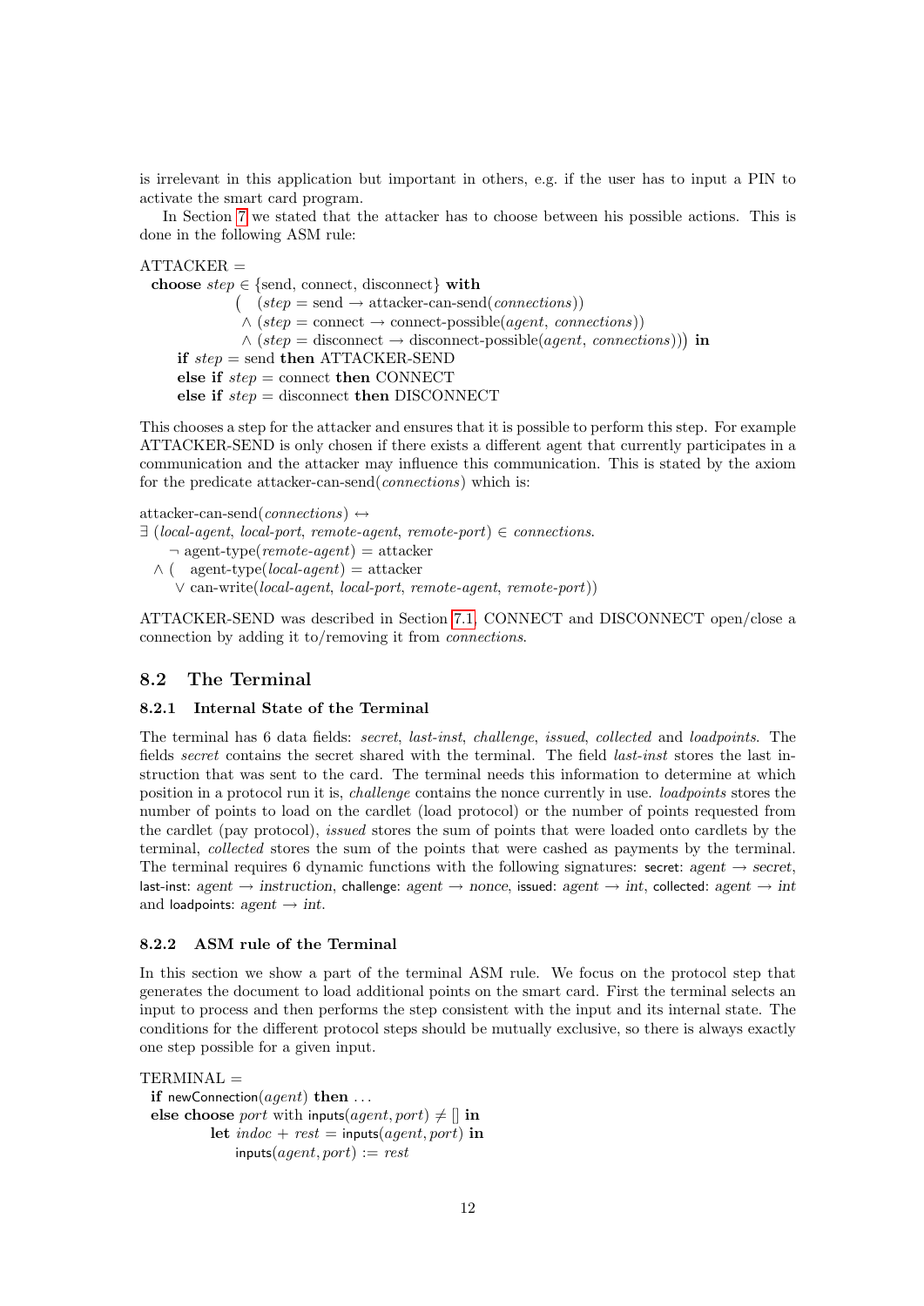is irrelevant in this application but important in others, e.g. if the user has to input a PIN to activate the smart card program.

In Section 7 we stated that the attacker has to choose between his possible actions. This is done in the following ASM rule:

ATTACKER =
&nbsp;&nbsp;**choose** *step* ∈ {send, connect, disconnect} **with**
&nbsp;&nbsp;&nbsp;&nbsp;&nbsp;&nbsp;&nbsp;&nbsp;&nbsp;&nbsp;&nbsp;&nbsp;$\big($ (*step* = send → attacker-can-send(*connections*))
&nbsp;&nbsp;&nbsp;&nbsp;&nbsp;&nbsp;&nbsp;&nbsp;&nbsp;&nbsp;&nbsp;&nbsp;&nbsp;∧ (*step* = connect → connect-possible(*agent*, *connections*))
&nbsp;&nbsp;&nbsp;&nbsp;&nbsp;&nbsp;&nbsp;&nbsp;&nbsp;&nbsp;&nbsp;&nbsp;&nbsp;∧ (*step* = disconnect → disconnect-possible(*agent*, *connections*))$\big)$ **in**
&nbsp;&nbsp;&nbsp;&nbsp;**if** *step* = send **then** ATTACKER-SEND
&nbsp;&nbsp;&nbsp;&nbsp;**else if** *step* = connect **then** CONNECT
&nbsp;&nbsp;&nbsp;&nbsp;**else if** *step* = disconnect **then** DISCONNECT

This chooses a step for the attacker and ensures that it is possible to perform this step. For example ATTACKER-SEND is only chosen if there exists a different agent that currently participates in a communication and the attacker may influence this communication. This is stated by the axiom for the predicate attacker-can-send(*connections*) which is:

attacker-can-send(*connections*) ↔
∃ (*local-agent*, *local-port*, *remote-agent*, *remote-port*) ∈ *connections*.
&nbsp;&nbsp;&nbsp;&nbsp;¬ agent-type(*remote-agent*) = attacker
&nbsp;&nbsp;∧ (&nbsp;&nbsp;agent-type(*local-agent*) = attacker
&nbsp;&nbsp;&nbsp;&nbsp;∨ can-write(*local-agent*, *local-port*, *remote-agent*, *remote-port*))

ATTACKER-SEND was described in Section 7.1. CONNECT and DISCONNECT open/close a connection by adding it to/removing it from *connections*.

## 8.2 The Terminal

### 8.2.1 Internal State of the Terminal

The terminal has 6 data fields: *secret*, *last-inst*, *challenge*, *issued*, *collected* and *loadpoints*. The fields *secret* contains the secret shared with the terminal. The field *last-inst* stores the last instruction that was sent to the card. The terminal needs this information to determine at which position in a protocol run it is, *challenge* contains the nonce currently in use. *loadpoints* stores the number of points to load on the cardlet (load protocol) or the number of points requested from the cardlet (pay protocol), *issued* stores the sum of points that were loaded onto cardlets by the terminal, *collected* stores the sum of the points that were cashed as payments by the terminal. The terminal requires 6 dynamic functions with the following signatures: secret: *agent* → *secret*, last-inst: *agent* → *instruction*, challenge: *agent* → *nonce*, issued: *agent* → *int*, collected: *agent* → *int* and loadpoints: *agent* → *int*.

### 8.2.2 ASM rule of the Terminal

In this section we show a part of the terminal ASM rule. We focus on the protocol step that generates the document to load additional points on the smart card. First the terminal selects an input to process and then performs the step consistent with the input and its internal state. The conditions for the different protocol steps should be mutually exclusive, so there is always exactly one step possible for a given input.

TERMINAL =
&nbsp;&nbsp;**if** newConnection(*agent*) **then** . . .
&nbsp;&nbsp;**else choose** *port* with inputs(*agent*, *port*) ≠ [] **in**
&nbsp;&nbsp;&nbsp;&nbsp;&nbsp;&nbsp;&nbsp;&nbsp;&nbsp;&nbsp;**let** *indoc* + *rest* = inputs(*agent*, *port*) **in**
&nbsp;&nbsp;&nbsp;&nbsp;&nbsp;&nbsp;&nbsp;&nbsp;&nbsp;&nbsp;&nbsp;&nbsp;&nbsp;&nbsp;inputs(*agent*, *port*) := *rest*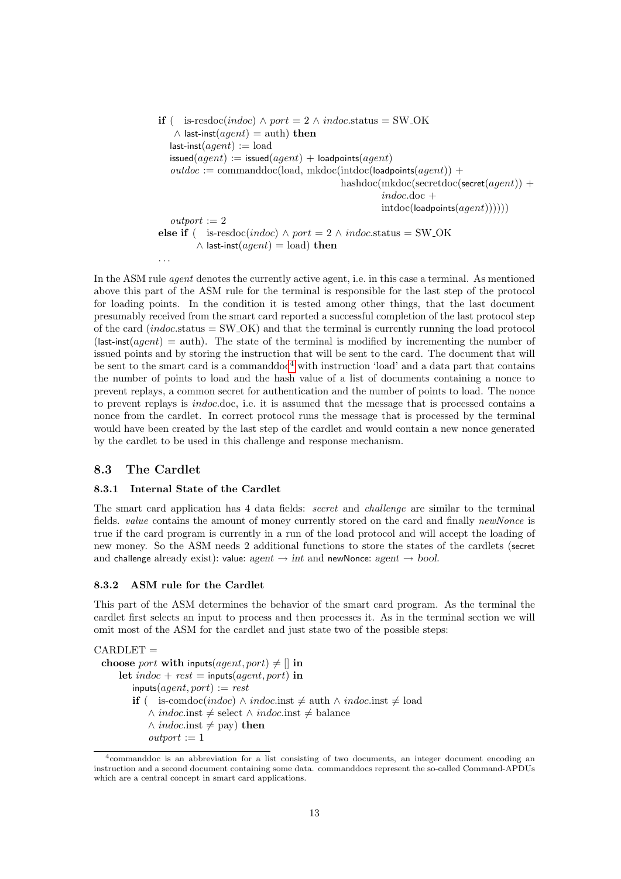**if** ( is-resdoc($indoc$) $\wedge$ $port$ = 2 $\wedge$ $indoc$.status = SW_OK
  $\wedge$ last-inst($agent$) = auth) **then**
  last-inst($agent$) := load
  issued($agent$) := issued($agent$) + loadpoints($agent$)
  $outdoc$ := commanddoc(load, mkdoc(intdoc(loadpoints($agent$)) +
                                hashdoc(mkdoc(secretdoc(secret($agent$)) +
                                      $indoc$.doc +
                                      intdoc(loadpoints($agent$))))))
  $outport$ := 2
**else if** ( is-resdoc($indoc$) $\wedge$ $port$ = 2 $\wedge$ $indoc$.status = SW_OK
    $\wedge$ last-inst($agent$) = load) **then**
...

In the ASM rule *agent* denotes the currently active agent, i.e. in this case a terminal. As mentioned above this part of the ASM rule for the terminal is responsible for the last step of the protocol for loading points. In the condition it is tested among other things, that the last document presumably received from the smart card reported a successful completion of the last protocol step of the card ($indoc$.status = SW_OK) and that the terminal is currently running the load protocol (last-inst($agent$) = auth). The state of the terminal is modified by incrementing the number of issued points and by storing the instruction that will be sent to the card. The document that will be sent to the smart card is a commanddoc[4] with instruction 'load' and a data part that contains the number of points to load and the hash value of a list of documents containing a nonce to prevent replays, a common secret for authentication and the number of points to load. The nonce to prevent replays is $indoc$.doc, i.e. it is assumed that the message that is processed contains a nonce from the cardlet. In correct protocol runs the message that is processed by the terminal would have been created by the last step of the cardlet and would contain a new nonce generated by the cardlet to be used in this challenge and response mechanism.

## 8.3 The Cardlet

### 8.3.1 Internal State of the Cardlet

The smart card application has 4 data fields: *secret* and *challenge* are similar to the terminal fields. *value* contains the amount of money currently stored on the card and finally *newNonce* is true if the card program is currently in a run of the load protocol and will accept the loading of new money. So the ASM needs 2 additional functions to store the states of the cardlets (secret and challenge already exist): value: $agent \rightarrow int$ and newNonce: $agent \rightarrow bool$.

### 8.3.2 ASM rule for the Cardlet

This part of the ASM determines the behavior of the smart card program. As the terminal the cardlet first selects an input to process and then processes it. As in the terminal section we will omit most of the ASM for the cardlet and just state two of the possible steps:

CARDLET =
 **choose** $port$ **with** inputs($agent, port$) $\neq$ [] **in**
  **let** $indoc$ + $rest$ = inputs($agent, port$) **in**
   inputs($agent, port$) := $rest$
   **if** ( is-comdoc($indoc$) $\wedge$ $indoc$.inst $\neq$ auth $\wedge$ $indoc$.inst $\neq$ load
     $\wedge$ $indoc$.inst $\neq$ select $\wedge$ $indoc$.inst $\neq$ balance
     $\wedge$ $indoc$.inst $\neq$ pay) **then**
    $outport$ := 1

[4] commanddoc is an abbreviation for a list consisting of two documents, an integer document encoding an instruction and a second document containing some data. commanddocs represent the so-called Command-APDUs which are a central concept in smart card applications.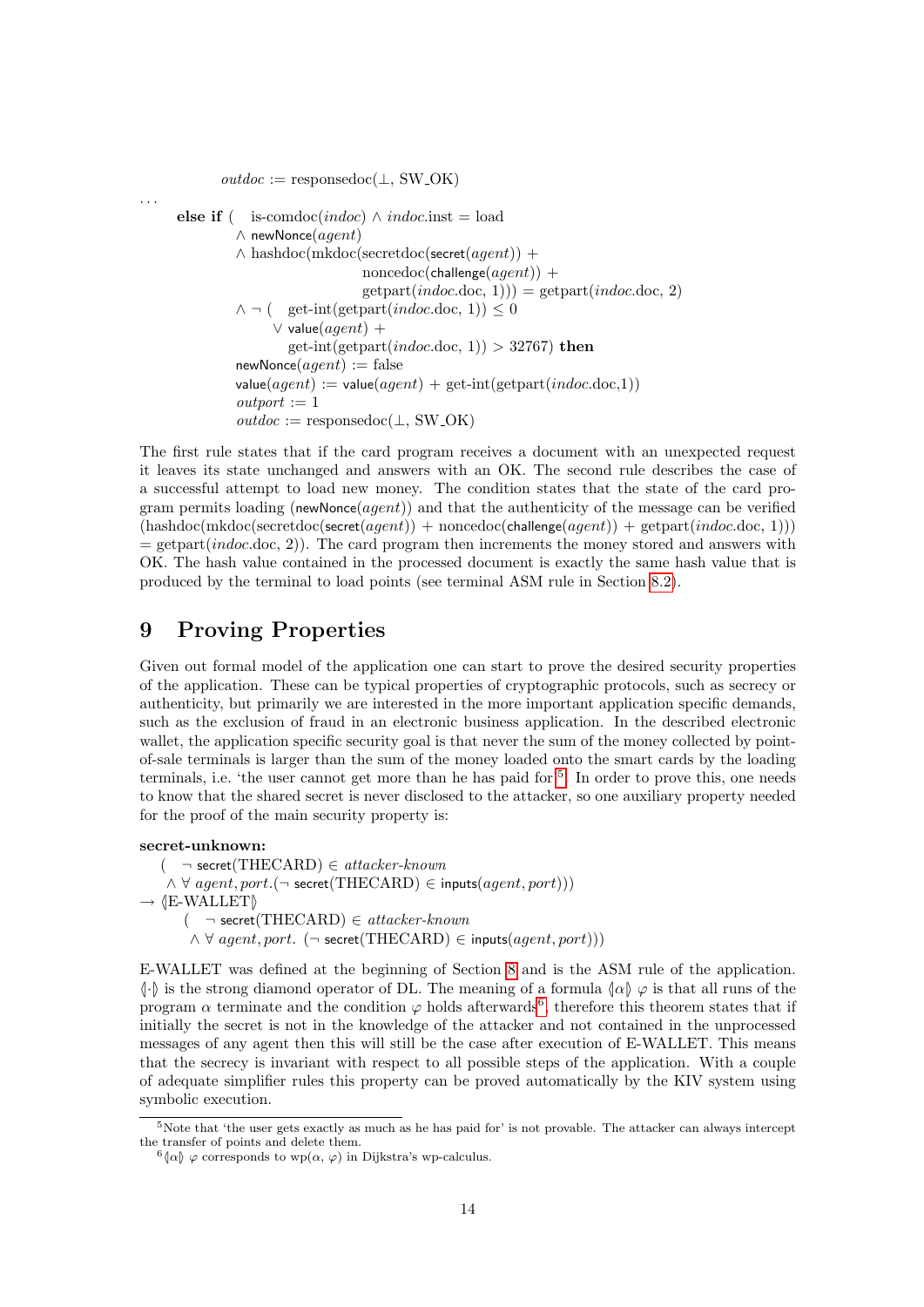*outdoc* := responsedoc(⊥, SW_OK)

...

```
else if (   is-comdoc(indoc) ∧ indoc.inst = load
        ∧ newNonce(agent)
        ∧ hashdoc(mkdoc(secretdoc(secret(agent)) +
                        noncedoc(challenge(agent)) +
                        getpart(indoc.doc, 1))) = getpart(indoc.doc, 2)
        ∧ ¬ (   get-int(getpart(indoc.doc, 1)) ≤ 0
             ∨ value(agent) +
               get-int(getpart(indoc.doc, 1)) > 32767) then
        newNonce(agent) := false
        value(agent) := value(agent) + get-int(getpart(indoc.doc,1))
        outport := 1
        outdoc := responsedoc(⊥, SW_OK)
```

The first rule states that if the card program receives a document with an unexpected request it leaves its state unchanged and answers with an OK. The second rule describes the case of a successful attempt to load new money. The condition states that the state of the card program permits loading (newNonce($agent$)) and that the authenticity of the message can be verified (hashdoc(mkdoc(secretdoc(secret($agent$)) + noncedoc(challenge($agent$)) + getpart($indoc$.doc, 1))) = getpart($indoc$.doc, 2)). The card program then increments the money stored and answers with OK. The hash value contained in the processed document is exactly the same hash value that is produced by the terminal to load points (see terminal ASM rule in Section 8.2).

## 9 Proving Properties

Given out formal model of the application one can start to prove the desired security properties of the application. These can be typical properties of cryptographic protocols, such as secrecy or authenticity, but primarily we are interested in the more important application specific demands, such as the exclusion of fraud in an electronic business application. In the described electronic wallet, the application specific security goal is that never the sum of the money collected by point-of-sale terminals is larger than the sum of the money loaded onto the smart cards by the loading terminals, i.e. 'the user cannot get more than he has paid for'[5]. In order to prove this, one needs to know that the shared secret is never disclosed to the attacker, so one auxiliary property needed for the proof of the main security property is:

**secret-unknown:**

```
   (   ¬ secret(THECARD) ∈ attacker-known
    ∧ ∀ agent, port.(¬ secret(THECARD) ∈ inputs(agent, port)))
→ ⟨|E-WALLET|⟩
       (   ¬ secret(THECARD) ∈ attacker-known
        ∧ ∀ agent, port. (¬ secret(THECARD) ∈ inputs(agent, port)))
```

E-WALLET was defined at the beginning of Section 8 and is the ASM rule of the application. $\langle|\cdot|\rangle$ is the strong diamond operator of DL. The meaning of a formula $\langle|\alpha|\rangle\ \varphi$ is that all runs of the program $\alpha$ terminate and the condition $\varphi$ holds afterwards[6], therefore this theorem states that if initially the secret is not in the knowledge of the attacker and not contained in the unprocessed messages of any agent then this will still be the case after execution of E-WALLET. This means that the secrecy is invariant with respect to all possible steps of the application. With a couple of adequate simplifier rules this property can be proved automatically by the KIV system using symbolic execution.

[5] Note that 'the user gets exactly as much as he has paid for' is not provable. The attacker can always intercept the transfer of points and delete them.

[6] $\langle|\alpha|\rangle\ \varphi$ corresponds to wp($\alpha$, $\varphi$) in Dijkstra's wp-calculus.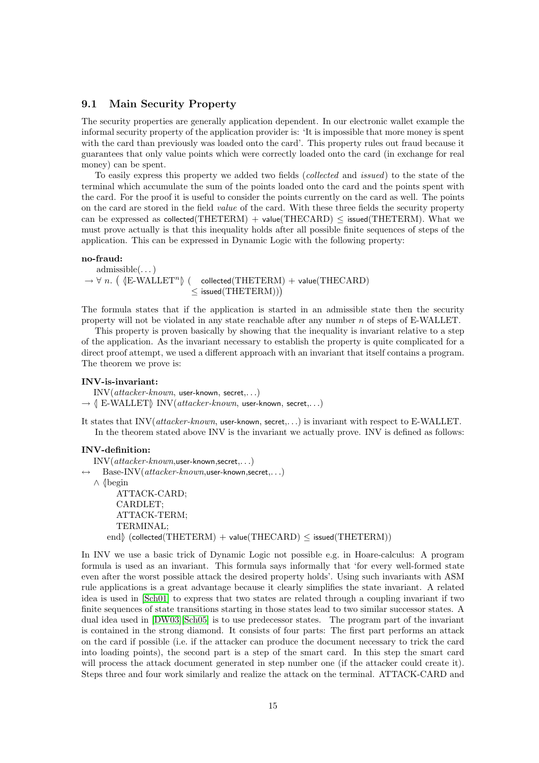### 9.1 Main Security Property

The security properties are generally application dependent. In our electronic wallet example the informal security property of the application provider is: 'It is impossible that more money is spent with the card than previously was loaded onto the card'. This property rules out fraud because it guarantees that only value points which were correctly loaded onto the card (in exchange for real money) can be spent.

To easily express this property we added two fields (*collected* and *issued*) to the state of the terminal which accumulate the sum of the points loaded onto the card and the points spent with the card. For the proof it is useful to consider the points currently on the card as well. The points on the card are stored in the field *value* of the card. With these three fields the security property can be expressed as collected(THETERM) + value(THECARD) ≤ issued(THETERM). What we must prove actually is that this inequality holds after all possible finite sequences of steps of the application. This can be expressed in Dynamic Logic with the following property:

**no-fraud:**

$$\begin{aligned} &\text{admissible}(\ldots) \\ &\rightarrow \forall\, n.\ \big(\ \langle\!|\text{E-WALLET}^n|\!\rangle\ (\ \ \mathsf{collected}(\text{THETERM}) + \mathsf{value}(\text{THECARD}) \\ &\qquad\qquad\qquad\qquad\quad \leq \mathsf{issued}(\text{THETERM}))\big) \end{aligned}$$

The formula states that if the application is started in an admissible state then the security property will not be violated in any state reachable after any number $n$ of steps of E-WALLET.

This property is proven basically by showing that the inequality is invariant relative to a step of the application. As the invariant necessary to establish the property is quite complicated for a direct proof attempt, we used a different approach with an invariant that itself contains a program. The theorem we prove is:

**INV-is-invariant:**

$$\begin{aligned} &\text{INV}(\textit{attacker-known}, \mathsf{user\text{-}known}, \mathsf{secret}, \ldots) \\ &\rightarrow \langle\!|\ \text{E-WALLET}|\!\rangle\ \text{INV}(\textit{attacker-known}, \mathsf{user\text{-}known}, \mathsf{secret}, \ldots) \end{aligned}$$

It states that INV(*attacker-known*, user-known, secret,...) is invariant with respect to E-WALLET.

In the theorem stated above INV is the invariant we actually prove. INV is defined as follows:

**INV-definition:**

```
   INV(attacker-known,user-known,secret,...)
↔  Base-INV(attacker-known,user-known,secret,...)
   ∧ ⟨|begin
        ATTACK-CARD;
        CARDLET;
        ATTACK-TERM;
        TERMINAL;
      end|⟩ (collected(THETERM) + value(THECARD) ≤ issued(THETERM))
```

In INV we use a basic trick of Dynamic Logic not possible e.g. in Hoare-calculus: A program formula is used as an invariant. This formula says informally that 'for every well-formed state even after the worst possible attack the desired property holds'. Using such invariants with ASM rule applications is a great advantage because it clearly simplifies the state invariant. A related idea is used in [Sch01] to express that two states are related through a coupling invariant if two finite sequences of state transitions starting in those states lead to two similar successor states. A dual idea used in [DW03] [Sch05] is to use predecessor states. The program part of the invariant is contained in the strong diamond. It consists of four parts: The first part performs an attack on the card if possible (i.e. if the attacker can produce the document necessary to trick the card into loading points), the second part is a step of the smart card. In this step the smart card will process the attack document generated in step number one (if the attacker could create it). Steps three and four work similarly and realize the attack on the terminal. ATTACK-CARD and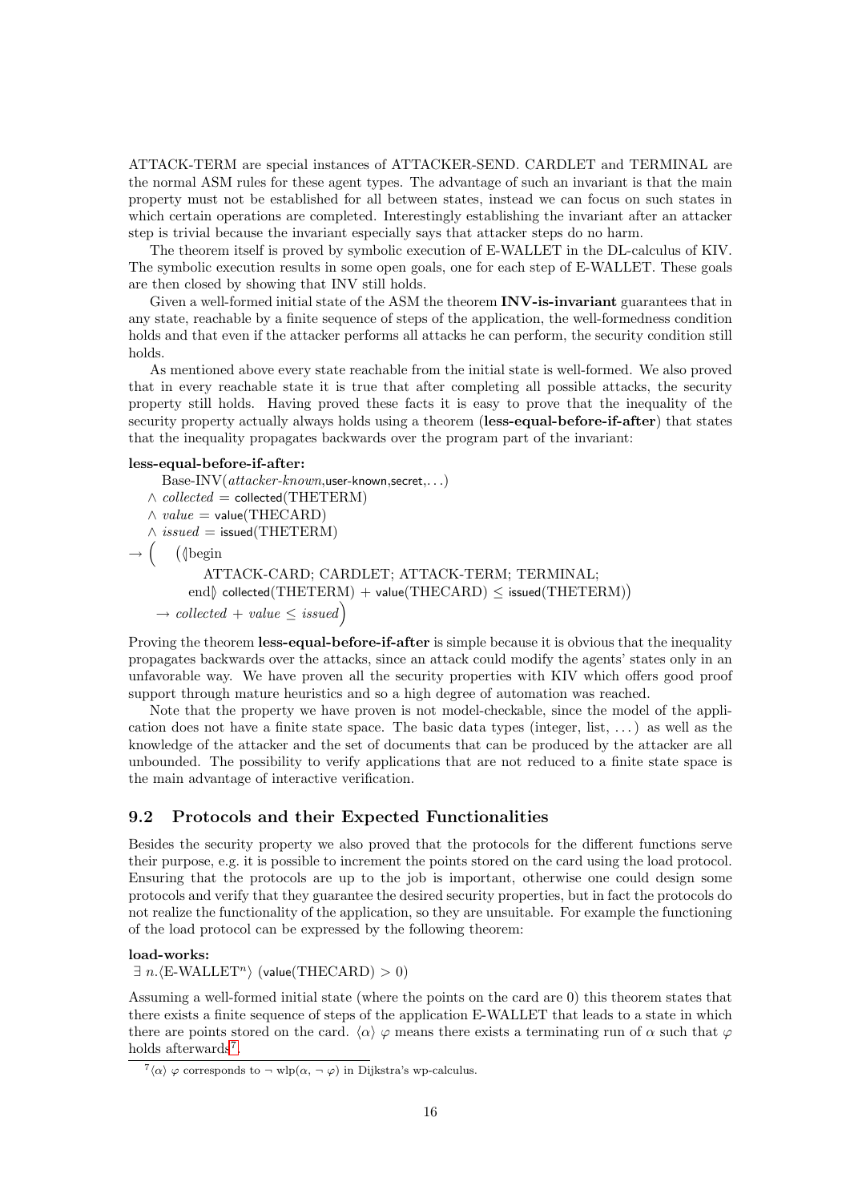ATTACK-TERM are special instances of ATTACKER-SEND. CARDLET and TERMINAL are the normal ASM rules for these agent types. The advantage of such an invariant is that the main property must not be established for all between states, instead we can focus on such states in which certain operations are completed. Interestingly establishing the invariant after an attacker step is trivial because the invariant especially says that attacker steps do no harm.

The theorem itself is proved by symbolic execution of E-WALLET in the DL-calculus of KIV. The symbolic execution results in some open goals, one for each step of E-WALLET. These goals are then closed by showing that INV still holds.

Given a well-formed initial state of the ASM the theorem **INV-is-invariant** guarantees that in any state, reachable by a finite sequence of steps of the application, the well-formedness condition holds and that even if the attacker performs all attacks he can perform, the security condition still holds.

As mentioned above every state reachable from the initial state is well-formed. We also proved that in every reachable state it is true that after completing all possible attacks, the security property still holds. Having proved these facts it is easy to prove that the inequality of the security property actually always holds using a theorem (**less-equal-before-if-after**) that states that the inequality propagates backwards over the program part of the invariant:

**less-equal-before-if-after:**

$$
\begin{aligned}
&\quad \text{Base-INV}(\textit{attacker-known}, \mathsf{user\text{-}known}, \mathsf{secret}, \ldots) \\
&\wedge\ \textit{collected} = \mathsf{collected}(\text{THETERM}) \\
&\wedge\ \textit{value} = \mathsf{value}(\text{THECARD}) \\
&\wedge\ \textit{issued} = \mathsf{issued}(\text{THETERM}) \\
\rightarrow \Big( &\quad (\langle\!|\text{begin} \\
&\qquad\quad \text{ATTACK-CARD; CARDLET; ATTACK-TERM; TERMINAL;} \\
&\qquad \text{end}|\!\rangle\ \mathsf{collected}(\text{THETERM}) + \mathsf{value}(\text{THECARD}) \leq \mathsf{issued}(\text{THETERM})) \\
&\quad \rightarrow \textit{collected} + \textit{value} \leq \textit{issued}\Big)
\end{aligned}
$$

Proving the theorem **less-equal-before-if-after** is simple because it is obvious that the inequality propagates backwards over the attacks, since an attack could modify the agents' states only in an unfavorable way. We have proven all the security properties with KIV which offers good proof support through mature heuristics and so a high degree of automation was reached.

Note that the property we have proven is not model-checkable, since the model of the application does not have a finite state space. The basic data types (integer, list, ...) as well as the knowledge of the attacker and the set of documents that can be produced by the attacker are all unbounded. The possibility to verify applications that are not reduced to a finite state space is the main advantage of interactive verification.

## 9.2 Protocols and their Expected Functionalities

Besides the security property we also proved that the protocols for the different functions serve their purpose, e.g. it is possible to increment the points stored on the card using the load protocol. Ensuring that the protocols are up to the job is important, otherwise one could design some protocols and verify that they guarantee the desired security properties, but in fact the protocols do not realize the functionality of the application, so they are unsuitable. For example the functioning of the load protocol can be expressed by the following theorem:

**load-works:**

$\exists\, n.\langle \text{E-WALLET}^n \rangle\ (\mathsf{value}(\text{THECARD}) > 0)$

Assuming a well-formed initial state (where the points on the card are 0) this theorem states that there exists a finite sequence of steps of the application E-WALLET that leads to a state in which there are points stored on the card. $\langle\alpha\rangle\ \varphi$ means there exists a terminating run of $\alpha$ such that $\varphi$ holds afterwards[7].

[7] $\langle\alpha\rangle\ \varphi$ corresponds to $\neg$ wlp($\alpha$, $\neg\ \varphi$) in Dijkstra's wp-calculus.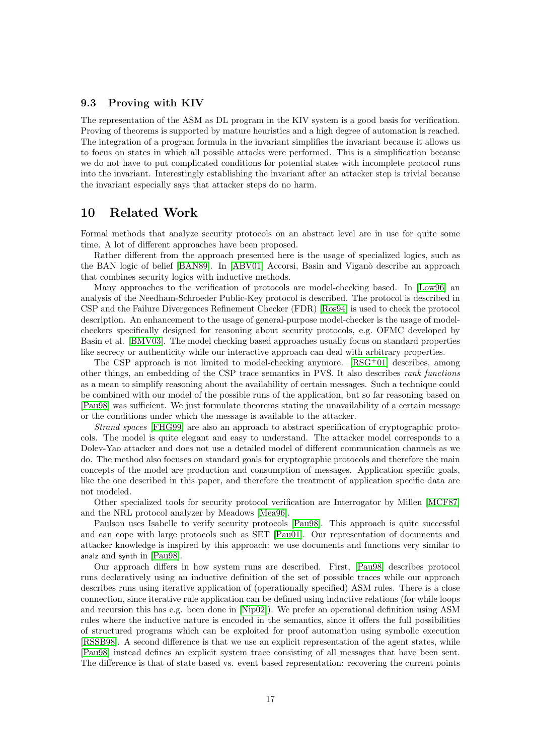### 9.3 Proving with KIV

The representation of the ASM as DL program in the KIV system is a good basis for verification. Proving of theorems is supported by mature heuristics and a high degree of automation is reached. The integration of a program formula in the invariant simplifies the invariant because it allows us to focus on states in which all possible attacks were performed. This is a simplification because we do not have to put complicated conditions for potential states with incomplete protocol runs into the invariant. Interestingly establishing the invariant after an attacker step is trivial because the invariant especially says that attacker steps do no harm.

## 10 Related Work

Formal methods that analyze security protocols on an abstract level are in use for quite some time. A lot of different approaches have been proposed.

Rather different from the approach presented here is the usage of specialized logics, such as the BAN logic of belief [BAN89]. In [ABV01] Accorsi, Basin and Viganò describe an approach that combines security logics with inductive methods.

Many approaches to the verification of protocols are model-checking based. In [Low96] an analysis of the Needham-Schroeder Public-Key protocol is described. The protocol is described in CSP and the Failure Divergences Refinement Checker (FDR) [Ros94] is used to check the protocol description. An enhancement to the usage of general-purpose model-checker is the usage of model-checkers specifically designed for reasoning about security protocols, e.g. OFMC developed by Basin et al. [BMV03]. The model checking based approaches usually focus on standard properties like secrecy or authenticity while our interactive approach can deal with arbitrary properties.

The CSP approach is not limited to model-checking anymore. [RSG+01] describes, among other things, an embedding of the CSP trace semantics in PVS. It also describes *rank functions* as a mean to simplify reasoning about the availability of certain messages. Such a technique could be combined with our model of the possible runs of the application, but so far reasoning based on [Pau98] was sufficient. We just formulate theorems stating the unavailability of a certain message or the conditions under which the message is available to the attacker.

*Strand spaces* [FHG99] are also an approach to abstract specification of cryptographic protocols. The model is quite elegant and easy to understand. The attacker model corresponds to a Dolev-Yao attacker and does not use a detailed model of different communication channels as we do. The method also focuses on standard goals for cryptographic protocols and therefore the main concepts of the model are production and consumption of messages. Application specific goals, like the one described in this paper, and therefore the treatment of application specific data are not modeled.

Other specialized tools for security protocol verification are Interrogator by Millen [MCF87] and the NRL protocol analyzer by Meadows [Mea96].

Paulson uses Isabelle to verify security protocols [Pau98]. This approach is quite successful and can cope with large protocols such as SET [Pau01]. Our representation of documents and attacker knowledge is inspired by this approach: we use documents and functions very similar to analz and synth in [Pau98].

Our approach differs in how system runs are described. First, [Pau98] describes protocol runs declaratively using an inductive definition of the set of possible traces while our approach describes runs using iterative application of (operationally specified) ASM rules. There is a close connection, since iterative rule application can be defined using inductive relations (for while loops and recursion this has e.g. been done in [Nip02]). We prefer an operational definition using ASM rules where the inductive nature is encoded in the semantics, since it offers the full possibilities of structured programs which can be exploited for proof automation using symbolic execution [RSSB98]. A second difference is that we use an explicit representation of the agent states, while [Pau98] instead defines an explicit system trace consisting of all messages that have been sent. The difference is that of state based vs. event based representation: recovering the current points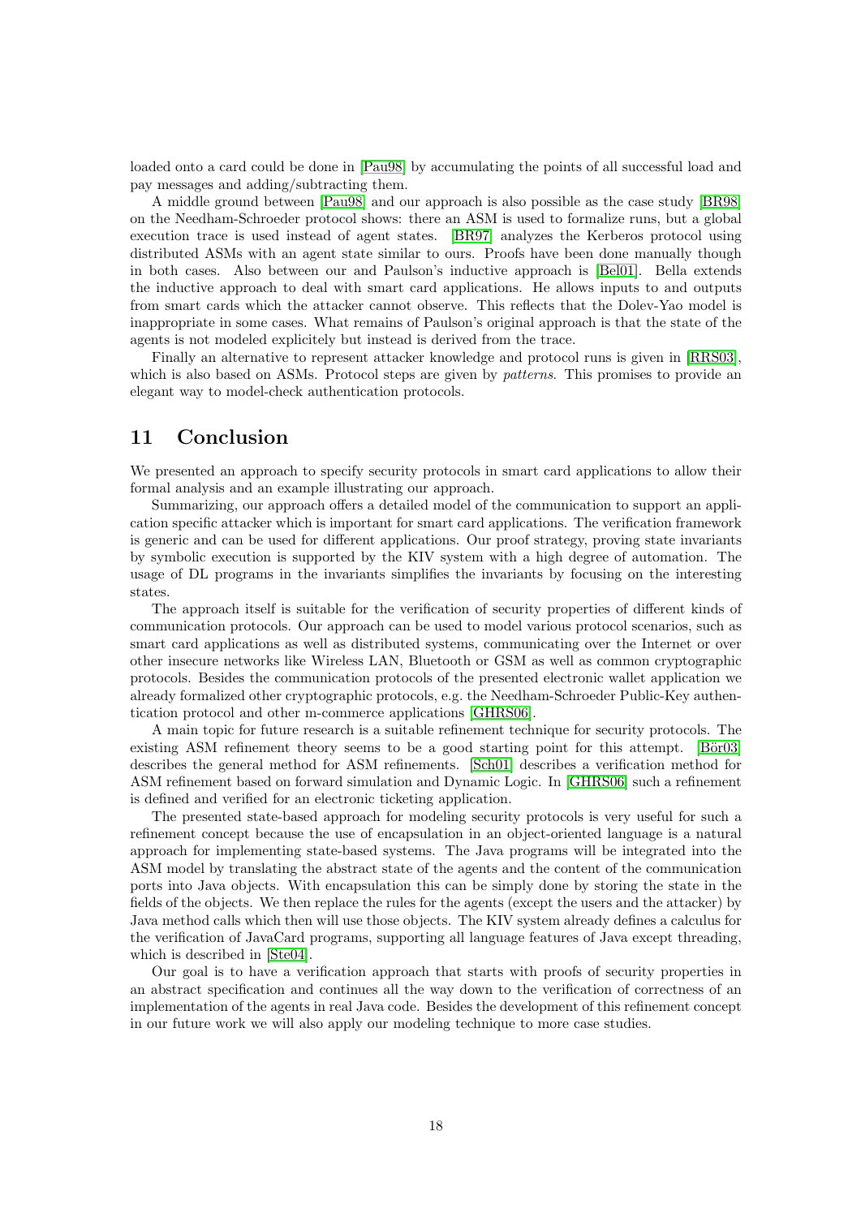loaded onto a card could be done in [Pau98] by accumulating the points of all successful load and pay messages and adding/subtracting them.

A middle ground between [Pau98] and our approach is also possible as the case study [BR98] on the Needham-Schroeder protocol shows: there an ASM is used to formalize runs, but a global execution trace is used instead of agent states. [BR97] analyzes the Kerberos protocol using distributed ASMs with an agent state similar to ours. Proofs have been done manually though in both cases. Also between our and Paulson's inductive approach is [Bel01]. Bella extends the inductive approach to deal with smart card applications. He allows inputs to and outputs from smart cards which the attacker cannot observe. This reflects that the Dolev-Yao model is inappropriate in some cases. What remains of Paulson's original approach is that the state of the agents is not modeled explicitely but instead is derived from the trace.

Finally an alternative to represent attacker knowledge and protocol runs is given in [RRS03], which is also based on ASMs. Protocol steps are given by *patterns*. This promises to provide an elegant way to model-check authentication protocols.

## 11 Conclusion

We presented an approach to specify security protocols in smart card applications to allow their formal analysis and an example illustrating our approach.

Summarizing, our approach offers a detailed model of the communication to support an application specific attacker which is important for smart card applications. The verification framework is generic and can be used for different applications. Our proof strategy, proving state invariants by symbolic execution is supported by the KIV system with a high degree of automation. The usage of DL programs in the invariants simplifies the invariants by focusing on the interesting states.

The approach itself is suitable for the verification of security properties of different kinds of communication protocols. Our approach can be used to model various protocol scenarios, such as smart card applications as well as distributed systems, communicating over the Internet or over other insecure networks like Wireless LAN, Bluetooth or GSM as well as common cryptographic protocols. Besides the communication protocols of the presented electronic wallet application we already formalized other cryptographic protocols, e.g. the Needham-Schroeder Public-Key authentication protocol and other m-commerce applications [GHRS06].

A main topic for future research is a suitable refinement technique for security protocols. The existing ASM refinement theory seems to be a good starting point for this attempt. [Bör03] describes the general method for ASM refinements. [Sch01] describes a verification method for ASM refinement based on forward simulation and Dynamic Logic. In [GHRS06] such a refinement is defined and verified for an electronic ticketing application.

The presented state-based approach for modeling security protocols is very useful for such a refinement concept because the use of encapsulation in an object-oriented language is a natural approach for implementing state-based systems. The Java programs will be integrated into the ASM model by translating the abstract state of the agents and the content of the communication ports into Java objects. With encapsulation this can be simply done by storing the state in the fields of the objects. We then replace the rules for the agents (except the users and the attacker) by Java method calls which then will use those objects. The KIV system already defines a calculus for the verification of JavaCard programs, supporting all language features of Java except threading, which is described in [Ste04].

Our goal is to have a verification approach that starts with proofs of security properties in an abstract specification and continues all the way down to the verification of correctness of an implementation of the agents in real Java code. Besides the development of this refinement concept in our future work we will also apply our modeling technique to more case studies.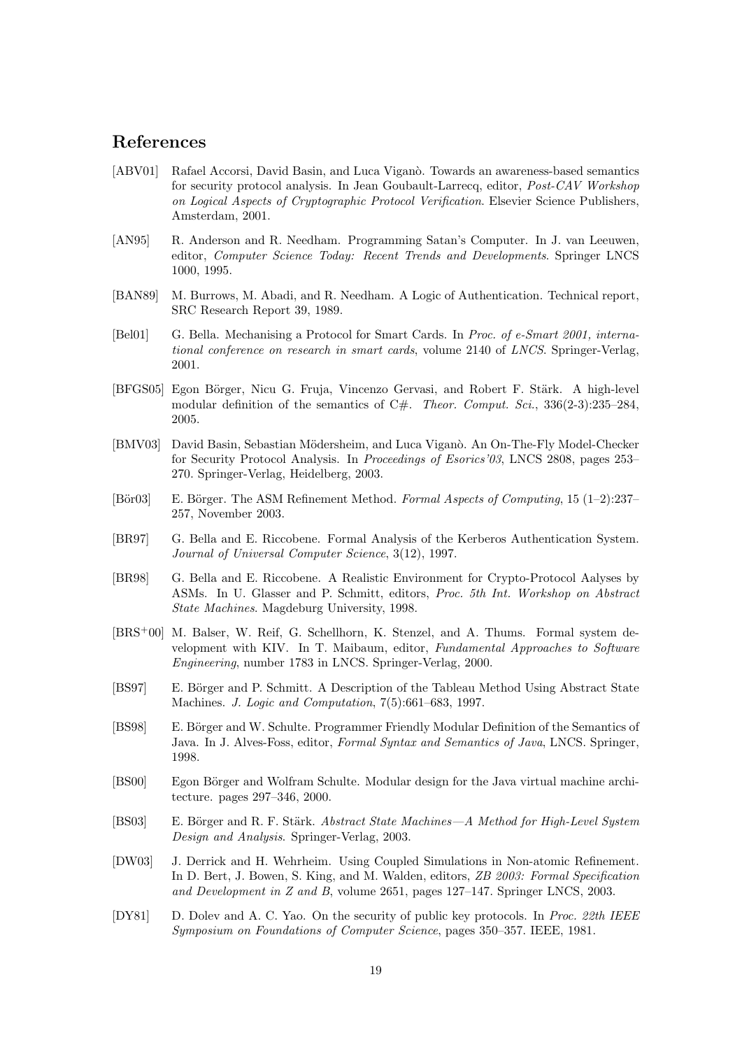## References

[ABV01] Rafael Accorsi, David Basin, and Luca Viganò. Towards an awareness-based semantics for security protocol analysis. In Jean Goubault-Larrecq, editor, *Post-CAV Workshop on Logical Aspects of Cryptographic Protocol Verification*. Elsevier Science Publishers, Amsterdam, 2001.

[AN95] R. Anderson and R. Needham. Programming Satan's Computer. In J. van Leeuwen, editor, *Computer Science Today: Recent Trends and Developments*. Springer LNCS 1000, 1995.

[BAN89] M. Burrows, M. Abadi, and R. Needham. A Logic of Authentication. Technical report, SRC Research Report 39, 1989.

[Bel01] G. Bella. Mechanising a Protocol for Smart Cards. In *Proc. of e-Smart 2001, international conference on research in smart cards*, volume 2140 of *LNCS*. Springer-Verlag, 2001.

[BFGS05] Egon Börger, Nicu G. Fruja, Vincenzo Gervasi, and Robert F. Stärk. A high-level modular definition of the semantics of C#. *Theor. Comput. Sci.*, 336(2-3):235–284, 2005.

[BMV03] David Basin, Sebastian Mödersheim, and Luca Viganò. An On-The-Fly Model-Checker for Security Protocol Analysis. In *Proceedings of Esorics'03*, LNCS 2808, pages 253–270. Springer-Verlag, Heidelberg, 2003.

[Bör03] E. Börger. The ASM Refinement Method. *Formal Aspects of Computing*, 15 (1–2):237–257, November 2003.

[BR97] G. Bella and E. Riccobene. Formal Analysis of the Kerberos Authentication System. *Journal of Universal Computer Science*, 3(12), 1997.

[BR98] G. Bella and E. Riccobene. A Realistic Environment for Crypto-Protocol Aalyses by ASMs. In U. Glasser and P. Schmitt, editors, *Proc. 5th Int. Workshop on Abstract State Machines*. Magdeburg University, 1998.

[BRS+00] M. Balser, W. Reif, G. Schellhorn, K. Stenzel, and A. Thums. Formal system development with KIV. In T. Maibaum, editor, *Fundamental Approaches to Software Engineering*, number 1783 in LNCS. Springer-Verlag, 2000.

[BS97] E. Börger and P. Schmitt. A Description of the Tableau Method Using Abstract State Machines. *J. Logic and Computation*, 7(5):661–683, 1997.

[BS98] E. Börger and W. Schulte. Programmer Friendly Modular Definition of the Semantics of Java. In J. Alves-Foss, editor, *Formal Syntax and Semantics of Java*, LNCS. Springer, 1998.

[BS00] Egon Börger and Wolfram Schulte. Modular design for the Java virtual machine architecture. pages 297–346, 2000.

[BS03] E. Börger and R. F. Stärk. *Abstract State Machines—A Method for High-Level System Design and Analysis*. Springer-Verlag, 2003.

[DW03] J. Derrick and H. Wehrheim. Using Coupled Simulations in Non-atomic Refinement. In D. Bert, J. Bowen, S. King, and M. Walden, editors, *ZB 2003: Formal Specification and Development in Z and B*, volume 2651, pages 127–147. Springer LNCS, 2003.

[DY81] D. Dolev and A. C. Yao. On the security of public key protocols. In *Proc. 22th IEEE Symposium on Foundations of Computer Science*, pages 350–357. IEEE, 1981.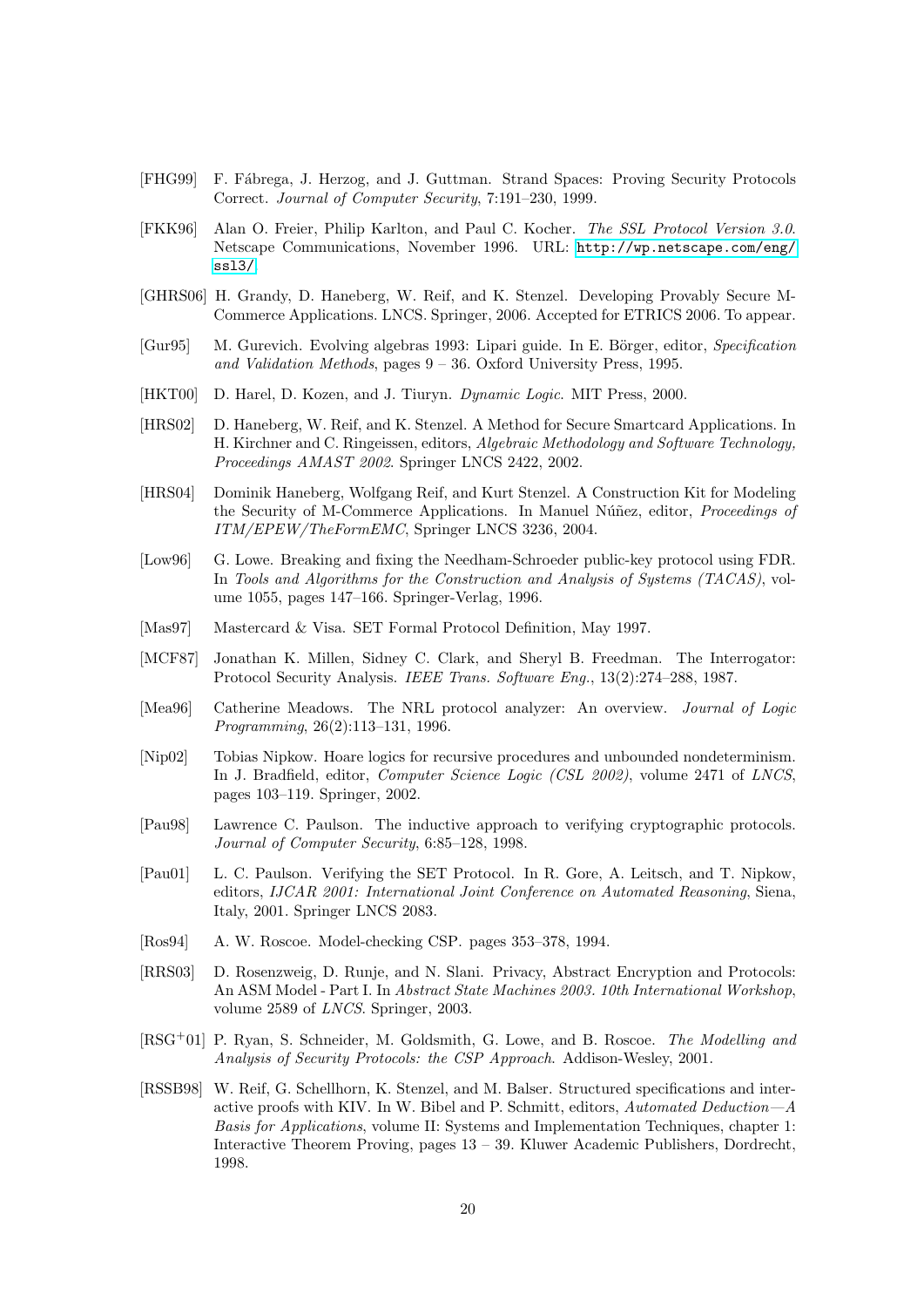[FHG99] F. Fábrega, J. Herzog, and J. Guttman. Strand Spaces: Proving Security Protocols Correct. *Journal of Computer Security*, 7:191–230, 1999.

[FKK96] Alan O. Freier, Philip Karlton, and Paul C. Kocher. *The SSL Protocol Version 3.0*. Netscape Communications, November 1996. URL: http://wp.netscape.com/eng/ssl3/

[GHRS06] H. Grandy, D. Haneberg, W. Reif, and K. Stenzel. Developing Provably Secure M-Commerce Applications. LNCS. Springer, 2006. Accepted for ETRICS 2006. To appear.

[Gur95] M. Gurevich. Evolving algebras 1993: Lipari guide. In E. Börger, editor, *Specification and Validation Methods*, pages 9 – 36. Oxford University Press, 1995.

[HKT00] D. Harel, D. Kozen, and J. Tiuryn. *Dynamic Logic*. MIT Press, 2000.

[HRS02] D. Haneberg, W. Reif, and K. Stenzel. A Method for Secure Smartcard Applications. In H. Kirchner and C. Ringeissen, editors, *Algebraic Methodology and Software Technology, Proceedings AMAST 2002*. Springer LNCS 2422, 2002.

[HRS04] Dominik Haneberg, Wolfgang Reif, and Kurt Stenzel. A Construction Kit for Modeling the Security of M-Commerce Applications. In Manuel Núñez, editor, *Proceedings of ITM/EPEW/TheFormEMC*, Springer LNCS 3236, 2004.

[Low96] G. Lowe. Breaking and fixing the Needham-Schroeder public-key protocol using FDR. In *Tools and Algorithms for the Construction and Analysis of Systems (TACAS)*, volume 1055, pages 147–166. Springer-Verlag, 1996.

[Mas97] Mastercard & Visa. SET Formal Protocol Definition, May 1997.

[MCF87] Jonathan K. Millen, Sidney C. Clark, and Sheryl B. Freedman. The Interrogator: Protocol Security Analysis. *IEEE Trans. Software Eng.*, 13(2):274–288, 1987.

[Mea96] Catherine Meadows. The NRL protocol analyzer: An overview. *Journal of Logic Programming*, 26(2):113–131, 1996.

[Nip02] Tobias Nipkow. Hoare logics for recursive procedures and unbounded nondeterminism. In J. Bradfield, editor, *Computer Science Logic (CSL 2002)*, volume 2471 of *LNCS*, pages 103–119. Springer, 2002.

[Pau98] Lawrence C. Paulson. The inductive approach to verifying cryptographic protocols. *Journal of Computer Security*, 6:85–128, 1998.

[Pau01] L. C. Paulson. Verifying the SET Protocol. In R. Gore, A. Leitsch, and T. Nipkow, editors, *IJCAR 2001: International Joint Conference on Automated Reasoning*, Siena, Italy, 2001. Springer LNCS 2083.

[Ros94] A. W. Roscoe. Model-checking CSP. pages 353–378, 1994.

[RRS03] D. Rosenzweig, D. Runje, and N. Slani. Privacy, Abstract Encryption and Protocols: An ASM Model - Part I. In *Abstract State Machines 2003. 10th International Workshop*, volume 2589 of *LNCS*. Springer, 2003.

[RSG+01] P. Ryan, S. Schneider, M. Goldsmith, G. Lowe, and B. Roscoe. *The Modelling and Analysis of Security Protocols: the CSP Approach*. Addison-Wesley, 2001.

[RSSB98] W. Reif, G. Schellhorn, K. Stenzel, and M. Balser. Structured specifications and interactive proofs with KIV. In W. Bibel and P. Schmitt, editors, *Automated Deduction—A Basis for Applications*, volume II: Systems and Implementation Techniques, chapter 1: Interactive Theorem Proving, pages 13 – 39. Kluwer Academic Publishers, Dordrecht, 1998.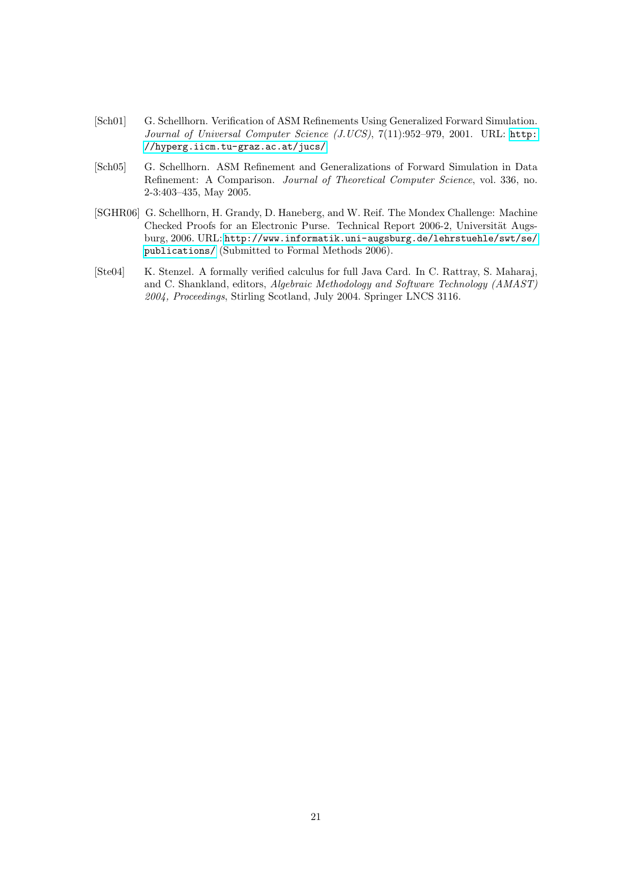[Sch01] G. Schellhorn. Verification of ASM Refinements Using Generalized Forward Simulation. *Journal of Universal Computer Science (J.UCS)*, 7(11):952–979, 2001. URL: http://hyperg.iicm.tu-graz.ac.at/jucs/

[Sch05] G. Schellhorn. ASM Refinement and Generalizations of Forward Simulation in Data Refinement: A Comparison. *Journal of Theoretical Computer Science*, vol. 336, no. 2-3:403–435, May 2005.

[SGHR06] G. Schellhorn, H. Grandy, D. Haneberg, and W. Reif. The Mondex Challenge: Machine Checked Proofs for an Electronic Purse. Technical Report 2006-2, Universität Augsburg, 2006. URL: http://www.informatik.uni-augsburg.de/lehrstuehle/swt/se/publications/ (Submitted to Formal Methods 2006).

[Ste04] K. Stenzel. A formally verified calculus for full Java Card. In C. Rattray, S. Maharaj, and C. Shankland, editors, *Algebraic Methodology and Software Technology (AMAST) 2004, Proceedings*, Stirling Scotland, July 2004. Springer LNCS 3116.